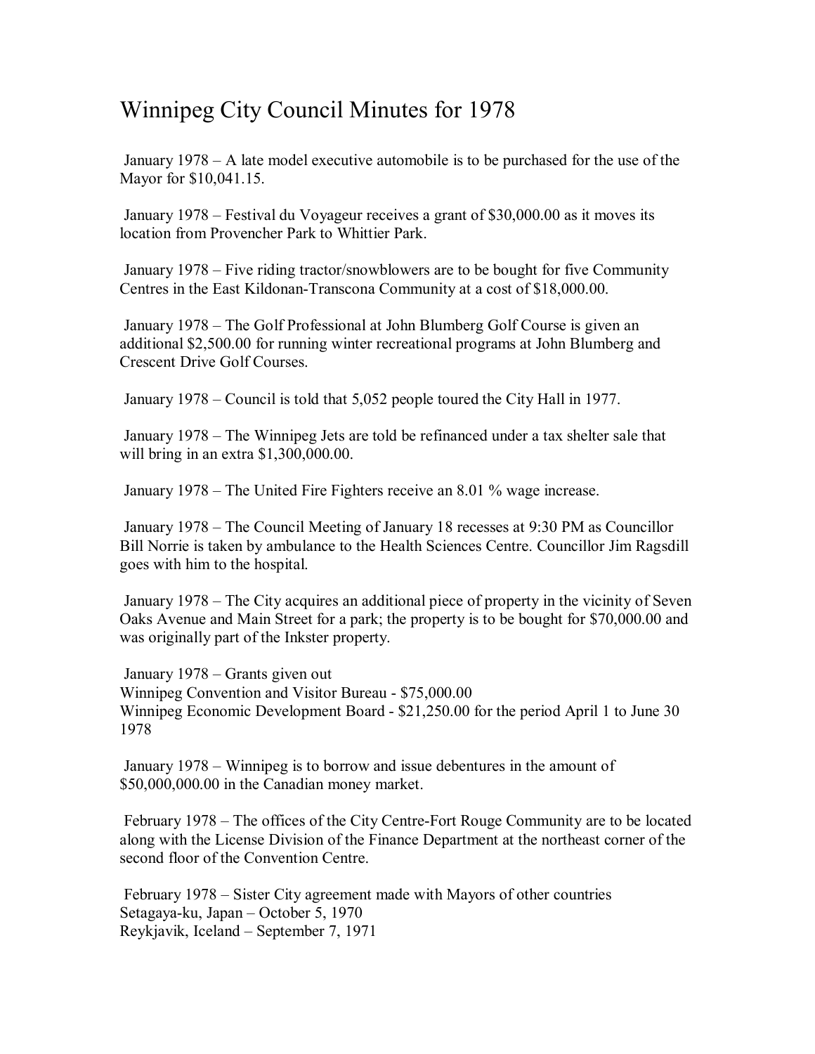# Winnipeg City Council Minutes for 1978

January 1978 – A late model executive automobile is to be purchased for the use of the Mayor for $10,041.15.

January 1978 – Festival du Voyageur receives a grant of $30,000.00 as it moves its location from Provencher Park to Whittier Park.

January 1978 – Five riding tractor/snowblowers are to be bought for five Community Centres in the East Kildonan-Transcona Community at a cost of $18,000.00.

January 1978 – The Golf Professional at John Blumberg Golf Course is given an additional $2,500.00 for running winter recreational programs at John Blumberg and Crescent Drive Golf Courses.

January 1978 – Council is told that 5,052 people toured the City Hall in 1977.

January 1978 – The Winnipeg Jets are told be refinanced under a tax shelter sale that will bring in an extra $1,300,000.00.

January 1978 – The United Fire Fighters receive an 8.01 % wage increase.

January 1978 – The Council Meeting of January 18 recesses at 9:30 PM as Councillor Bill Norrie is taken by ambulance to the Health Sciences Centre. Councillor Jim Ragsdill goes with him to the hospital.

January 1978 – The City acquires an additional piece of property in the vicinity of Seven Oaks Avenue and Main Street for a park; the property is to be bought for $70,000.00 and was originally part of the Inkster property.

January 1978 – Grants given out
Winnipeg Convention and Visitor Bureau - $75,000.00
Winnipeg Economic Development Board - $21,250.00 for the period April 1 to June 30 1978

January 1978 – Winnipeg is to borrow and issue debentures in the amount of $50,000,000.00 in the Canadian money market.

February 1978 – The offices of the City Centre-Fort Rouge Community are to be located along with the License Division of the Finance Department at the northeast corner of the second floor of the Convention Centre.

February 1978 – Sister City agreement made with Mayors of other countries
Setagaya-ku, Japan – October 5, 1970
Reykjavik, Iceland – September 7, 1971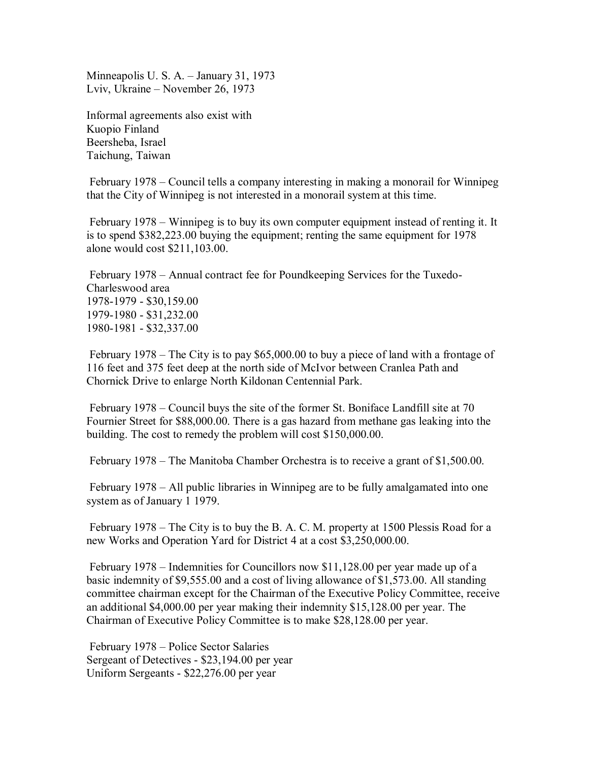Minneapolis U. S. A. – January 31, 1973
Lviv, Ukraine – November 26, 1973

Informal agreements also exist with
Kuopio Finland
Beersheba, Israel
Taichung, Taiwan

February 1978 – Council tells a company interesting in making a monorail for Winnipeg that the City of Winnipeg is not interested in a monorail system at this time.

February 1978 – Winnipeg is to buy its own computer equipment instead of renting it. It is to spend $382,223.00 buying the equipment; renting the same equipment for 1978 alone would cost $211,103.00.

February 1978 – Annual contract fee for Poundkeeping Services for the Tuxedo-Charleswood area
1978-1979 - $30,159.00
1979-1980 - $31,232.00
1980-1981 - $32,337.00

February 1978 – The City is to pay $65,000.00 to buy a piece of land with a frontage of 116 feet and 375 feet deep at the north side of McIvor between Cranlea Path and Chornick Drive to enlarge North Kildonan Centennial Park.

February 1978 – Council buys the site of the former St. Boniface Landfill site at 70 Fournier Street for $88,000.00. There is a gas hazard from methane gas leaking into the building. The cost to remedy the problem will cost $150,000.00.

February 1978 – The Manitoba Chamber Orchestra is to receive a grant of $1,500.00.

February 1978 – All public libraries in Winnipeg are to be fully amalgamated into one system as of January 1 1979.

February 1978 – The City is to buy the B. A. C. M. property at 1500 Plessis Road for a new Works and Operation Yard for District 4 at a cost $3,250,000.00.

February 1978 – Indemnities for Councillors now $11,128.00 per year made up of a basic indemnity of $9,555.00 and a cost of living allowance of $1,573.00. All standing committee chairman except for the Chairman of the Executive Policy Committee, receive an additional $4,000.00 per year making their indemnity $15,128.00 per year. The Chairman of Executive Policy Committee is to make $28,128.00 per year.

February 1978 – Police Sector Salaries
Sergeant of Detectives - $23,194.00 per year
Uniform Sergeants - $22,276.00 per year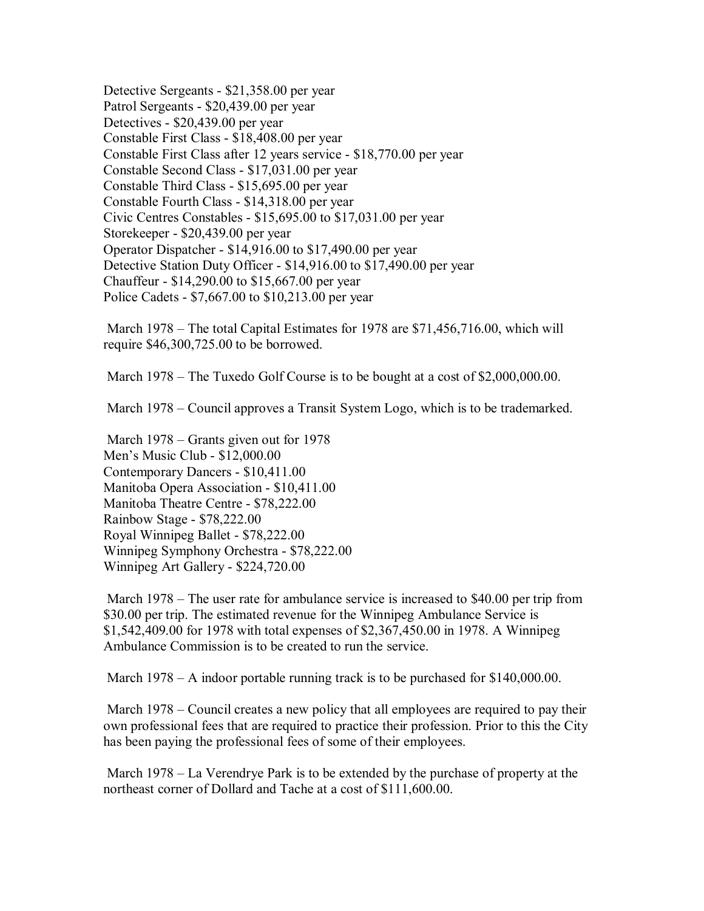Detective Sergeants - $21,358.00 per year
Patrol Sergeants - $20,439.00 per year
Detectives - $20,439.00 per year
Constable First Class - $18,408.00 per year
Constable First Class after 12 years service - $18,770.00 per year
Constable Second Class - $17,031.00 per year
Constable Third Class - $15,695.00 per year
Constable Fourth Class - $14,318.00 per year
Civic Centres Constables - $15,695.00 to $17,031.00 per year
Storekeeper - $20,439.00 per year
Operator Dispatcher - $14,916.00 to $17,490.00 per year
Detective Station Duty Officer - $14,916.00 to $17,490.00 per year
Chauffeur - $14,290.00 to $15,667.00 per year
Police Cadets - $7,667.00 to $10,213.00 per year

March 1978 – The total Capital Estimates for 1978 are $71,456,716.00, which will require $46,300,725.00 to be borrowed.

March 1978 – The Tuxedo Golf Course is to be bought at a cost of $2,000,000.00.

March 1978 – Council approves a Transit System Logo, which is to be trademarked.

March 1978 – Grants given out for 1978
Men's Music Club - $12,000.00
Contemporary Dancers - $10,411.00
Manitoba Opera Association - $10,411.00
Manitoba Theatre Centre - $78,222.00
Rainbow Stage - $78,222.00
Royal Winnipeg Ballet - $78,222.00
Winnipeg Symphony Orchestra - $78,222.00
Winnipeg Art Gallery - $224,720.00

March 1978 – The user rate for ambulance service is increased to $40.00 per trip from $30.00 per trip. The estimated revenue for the Winnipeg Ambulance Service is $1,542,409.00 for 1978 with total expenses of $2,367,450.00 in 1978. A Winnipeg Ambulance Commission is to be created to run the service.

March 1978 – A indoor portable running track is to be purchased for $140,000.00.

March 1978 – Council creates a new policy that all employees are required to pay their own professional fees that are required to practice their profession. Prior to this the City has been paying the professional fees of some of their employees.

March 1978 – La Verendrye Park is to be extended by the purchase of property at the northeast corner of Dollard and Tache at a cost of $111,600.00.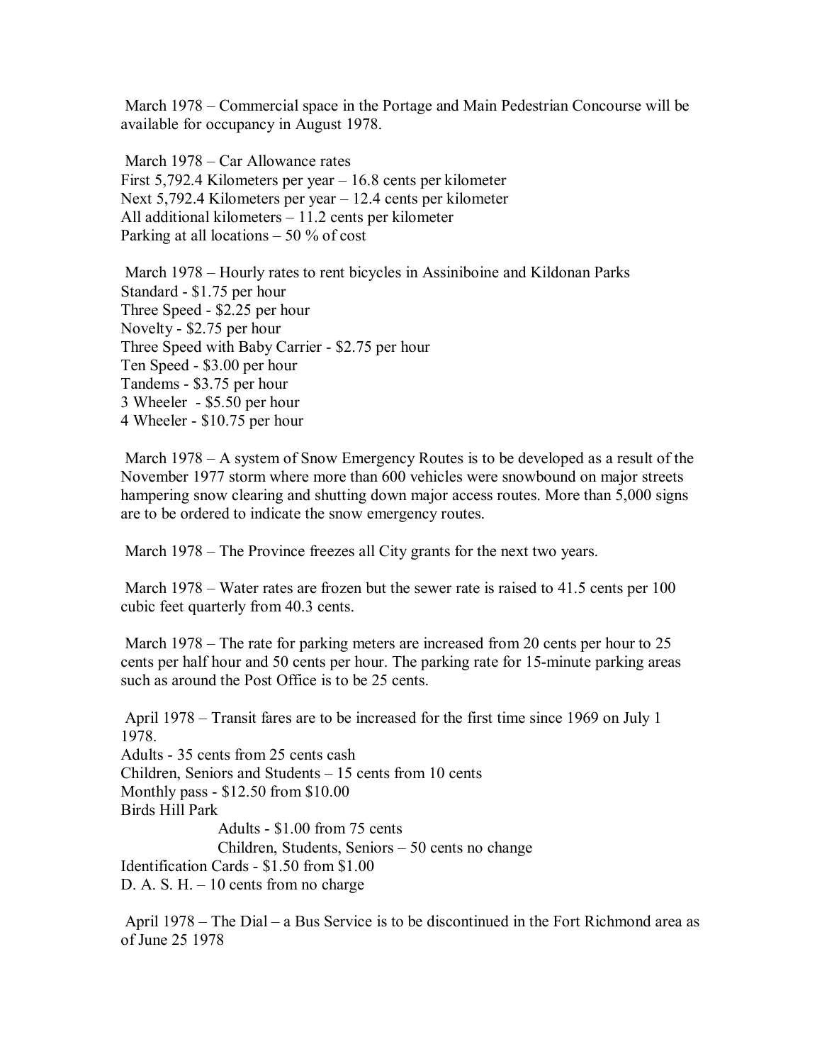March 1978 – Commercial space in the Portage and Main Pedestrian Concourse will be available for occupancy in August 1978.

March 1978 – Car Allowance rates
First 5,792.4 Kilometers per year – 16.8 cents per kilometer
Next 5,792.4 Kilometers per year – 12.4 cents per kilometer
All additional kilometers – 11.2 cents per kilometer
Parking at all locations – 50 % of cost

March 1978 – Hourly rates to rent bicycles in Assiniboine and Kildonan Parks
Standard - $1.75 per hour
Three Speed - $2.25 per hour
Novelty - $2.75 per hour
Three Speed with Baby Carrier - $2.75 per hour
Ten Speed - $3.00 per hour
Tandems - $3.75 per hour
3 Wheeler - $5.50 per hour
4 Wheeler - $10.75 per hour

March 1978 – A system of Snow Emergency Routes is to be developed as a result of the November 1977 storm where more than 600 vehicles were snowbound on major streets hampering snow clearing and shutting down major access routes. More than 5,000 signs are to be ordered to indicate the snow emergency routes.

March 1978 – The Province freezes all City grants for the next two years.

March 1978 – Water rates are frozen but the sewer rate is raised to 41.5 cents per 100 cubic feet quarterly from 40.3 cents.

March 1978 – The rate for parking meters are increased from 20 cents per hour to 25 cents per half hour and 50 cents per hour. The parking rate for 15-minute parking areas such as around the Post Office is to be 25 cents.

April 1978 – Transit fares are to be increased for the first time since 1969 on July 1 1978.
Adults - 35 cents from 25 cents cash
Children, Seniors and Students – 15 cents from 10 cents
Monthly pass - $12.50 from $10.00
Birds Hill Park
    Adults - $1.00 from 75 cents
    Children, Students, Seniors – 50 cents no change
Identification Cards - $1.50 from $1.00
D. A. S. H. – 10 cents from no charge

April 1978 – The Dial – a Bus Service is to be discontinued in the Fort Richmond area as of June 25 1978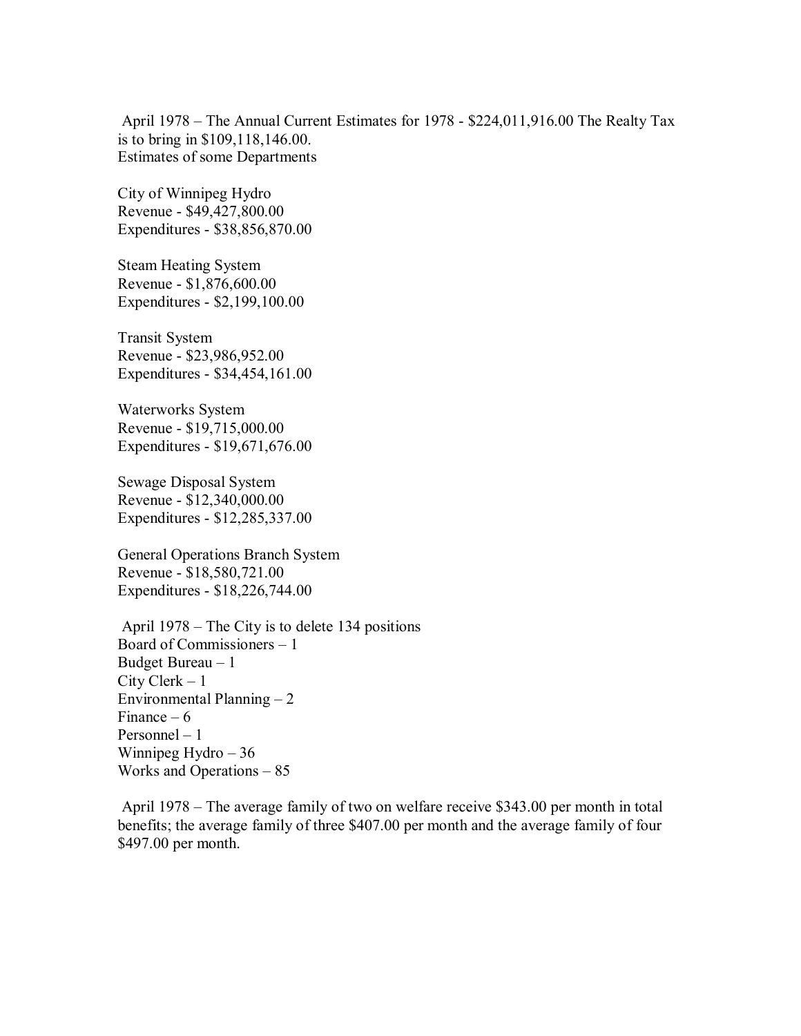April 1978 – The Annual Current Estimates for 1978 - $224,011,916.00 The Realty Tax is to bring in $109,118,146.00.
Estimates of some Departments

City of Winnipeg Hydro
Revenue - $49,427,800.00
Expenditures - $38,856,870.00

Steam Heating System
Revenue - $1,876,600.00
Expenditures - $2,199,100.00

Transit System
Revenue - $23,986,952.00
Expenditures - $34,454,161.00

Waterworks System
Revenue - $19,715,000.00
Expenditures - $19,671,676.00

Sewage Disposal System
Revenue - $12,340,000.00
Expenditures - $12,285,337.00

General Operations Branch System
Revenue - $18,580,721.00
Expenditures - $18,226,744.00

April 1978 – The City is to delete 134 positions
Board of Commissioners – 1
Budget Bureau – 1
City Clerk – 1
Environmental Planning – 2
Finance – 6
Personnel – 1
Winnipeg Hydro – 36
Works and Operations – 85

April 1978 – The average family of two on welfare receive $343.00 per month in total benefits; the average family of three $407.00 per month and the average family of four $497.00 per month.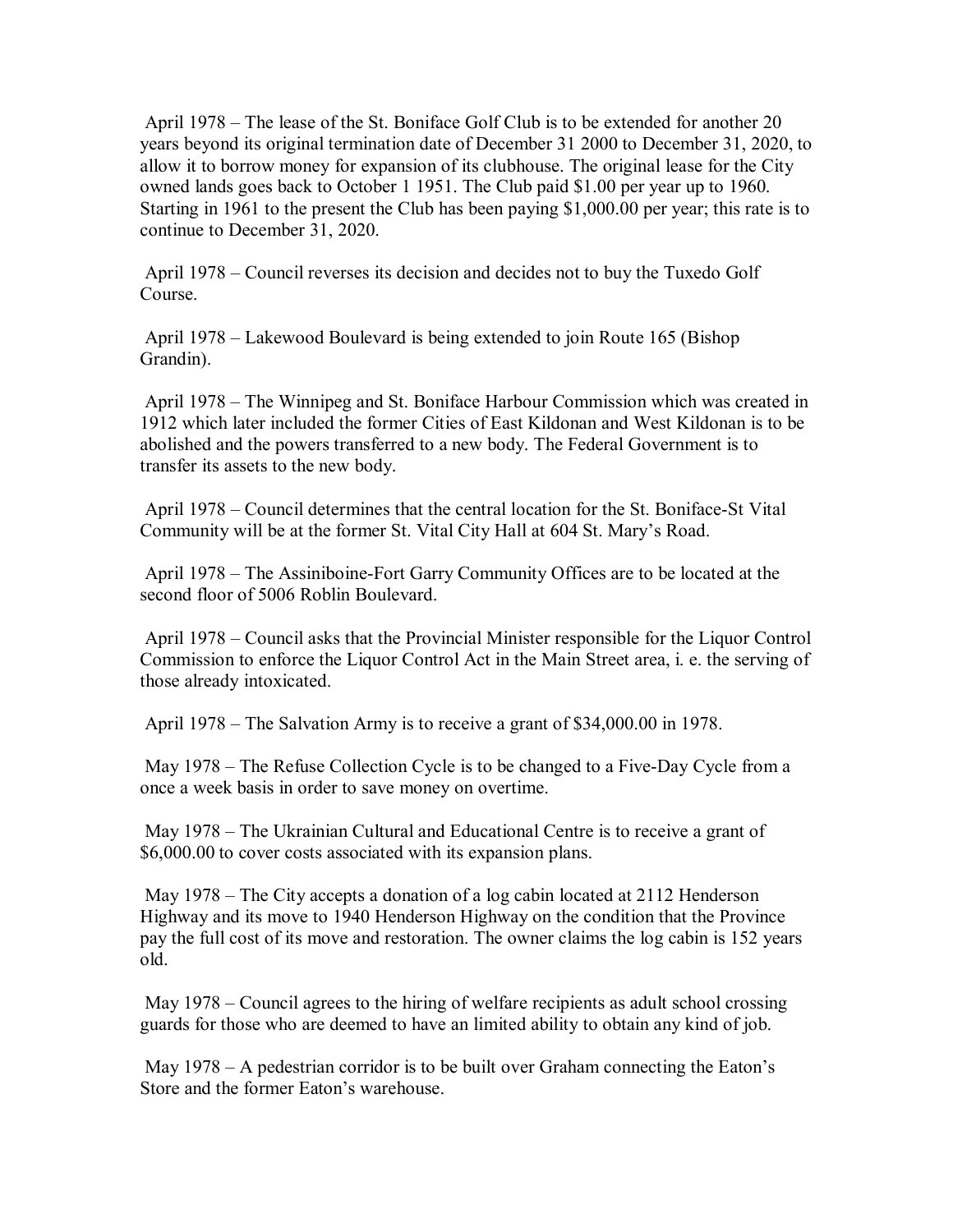April 1978 – The lease of the St. Boniface Golf Club is to be extended for another 20 years beyond its original termination date of December 31 2000 to December 31, 2020, to allow it to borrow money for expansion of its clubhouse. The original lease for the City owned lands goes back to October 1 1951. The Club paid $1.00 per year up to 1960. Starting in 1961 to the present the Club has been paying $1,000.00 per year; this rate is to continue to December 31, 2020.

April 1978 – Council reverses its decision and decides not to buy the Tuxedo Golf Course.

April 1978 – Lakewood Boulevard is being extended to join Route 165 (Bishop Grandin).

April 1978 – The Winnipeg and St. Boniface Harbour Commission which was created in 1912 which later included the former Cities of East Kildonan and West Kildonan is to be abolished and the powers transferred to a new body. The Federal Government is to transfer its assets to the new body.

April 1978 – Council determines that the central location for the St. Boniface-St Vital Community will be at the former St. Vital City Hall at 604 St. Mary's Road.

April 1978 – The Assiniboine-Fort Garry Community Offices are to be located at the second floor of 5006 Roblin Boulevard.

April 1978 – Council asks that the Provincial Minister responsible for the Liquor Control Commission to enforce the Liquor Control Act in the Main Street area, i. e. the serving of those already intoxicated.

April 1978 – The Salvation Army is to receive a grant of $34,000.00 in 1978.

May 1978 – The Refuse Collection Cycle is to be changed to a Five-Day Cycle from a once a week basis in order to save money on overtime.

May 1978 – The Ukrainian Cultural and Educational Centre is to receive a grant of $6,000.00 to cover costs associated with its expansion plans.

May 1978 – The City accepts a donation of a log cabin located at 2112 Henderson Highway and its move to 1940 Henderson Highway on the condition that the Province pay the full cost of its move and restoration. The owner claims the log cabin is 152 years old.

May 1978 – Council agrees to the hiring of welfare recipients as adult school crossing guards for those who are deemed to have an limited ability to obtain any kind of job.

May 1978 – A pedestrian corridor is to be built over Graham connecting the Eaton's Store and the former Eaton's warehouse.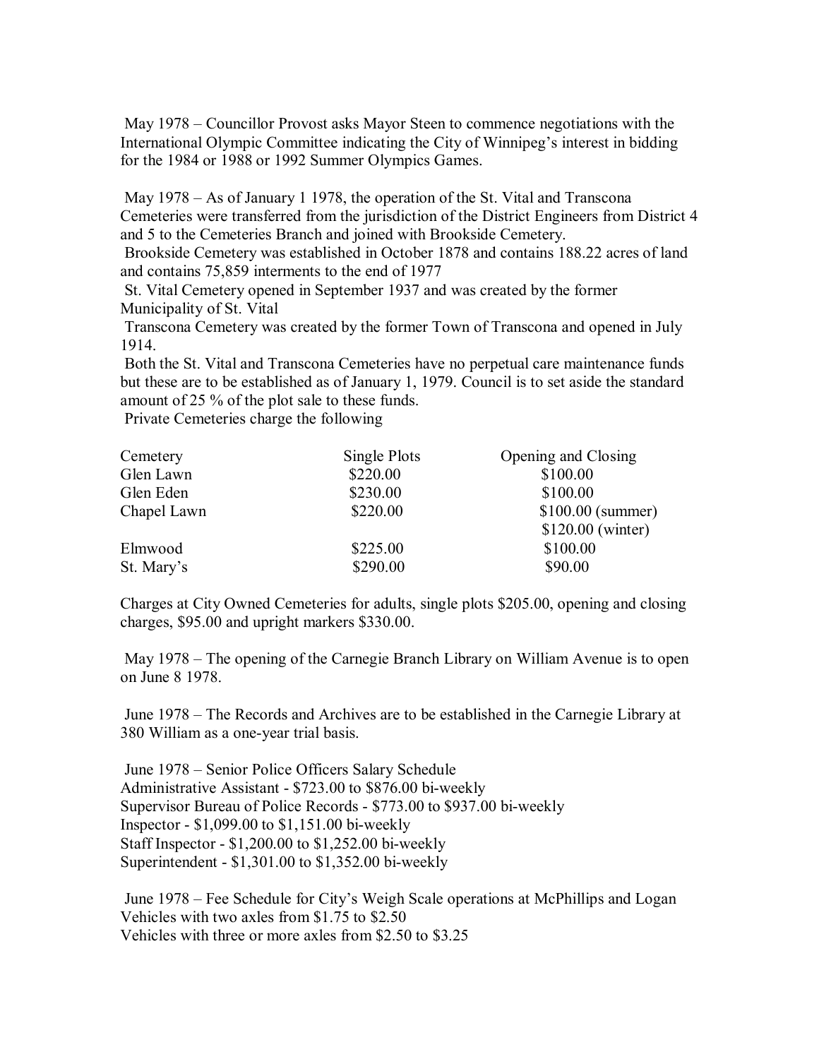May 1978 – Councillor Provost asks Mayor Steen to commence negotiations with the International Olympic Committee indicating the City of Winnipeg's interest in bidding for the 1984 or 1988 or 1992 Summer Olympics Games.

May 1978 – As of January 1 1978, the operation of the St. Vital and Transcona Cemeteries were transferred from the jurisdiction of the District Engineers from District 4 and 5 to the Cemeteries Branch and joined with Brookside Cemetery.

Brookside Cemetery was established in October 1878 and contains 188.22 acres of land and contains 75,859 interments to the end of 1977

St. Vital Cemetery opened in September 1937 and was created by the former Municipality of St. Vital

Transcona Cemetery was created by the former Town of Transcona and opened in July 1914.

Both the St. Vital and Transcona Cemeteries have no perpetual care maintenance funds but these are to be established as of January 1, 1979. Council is to set aside the standard amount of 25 % of the plot sale to these funds.

Private Cemeteries charge the following

| Cemetery | Single Plots | Opening and Closing |
|---|---|---|
| Glen Lawn | $220.00 | $100.00 |
| Glen Eden | $230.00 | $100.00 |
| Chapel Lawn | $220.00 | $100.00 (summer) $120.00 (winter) |
| Elmwood | $225.00 | $100.00 |
| St. Mary's | $290.00 | $90.00 |

Charges at City Owned Cemeteries for adults, single plots $205.00, opening and closing charges, $95.00 and upright markers $330.00.

May 1978 – The opening of the Carnegie Branch Library on William Avenue is to open on June 8 1978.

June 1978 – The Records and Archives are to be established in the Carnegie Library at 380 William as a one-year trial basis.

June 1978 – Senior Police Officers Salary Schedule
Administrative Assistant - $723.00 to $876.00 bi-weekly
Supervisor Bureau of Police Records - $773.00 to $937.00 bi-weekly
Inspector - $1,099.00 to $1,151.00 bi-weekly
Staff Inspector - $1,200.00 to $1,252.00 bi-weekly
Superintendent - $1,301.00 to $1,352.00 bi-weekly

June 1978 – Fee Schedule for City's Weigh Scale operations at McPhillips and Logan
Vehicles with two axles from $1.75 to $2.50
Vehicles with three or more axles from $2.50 to $3.25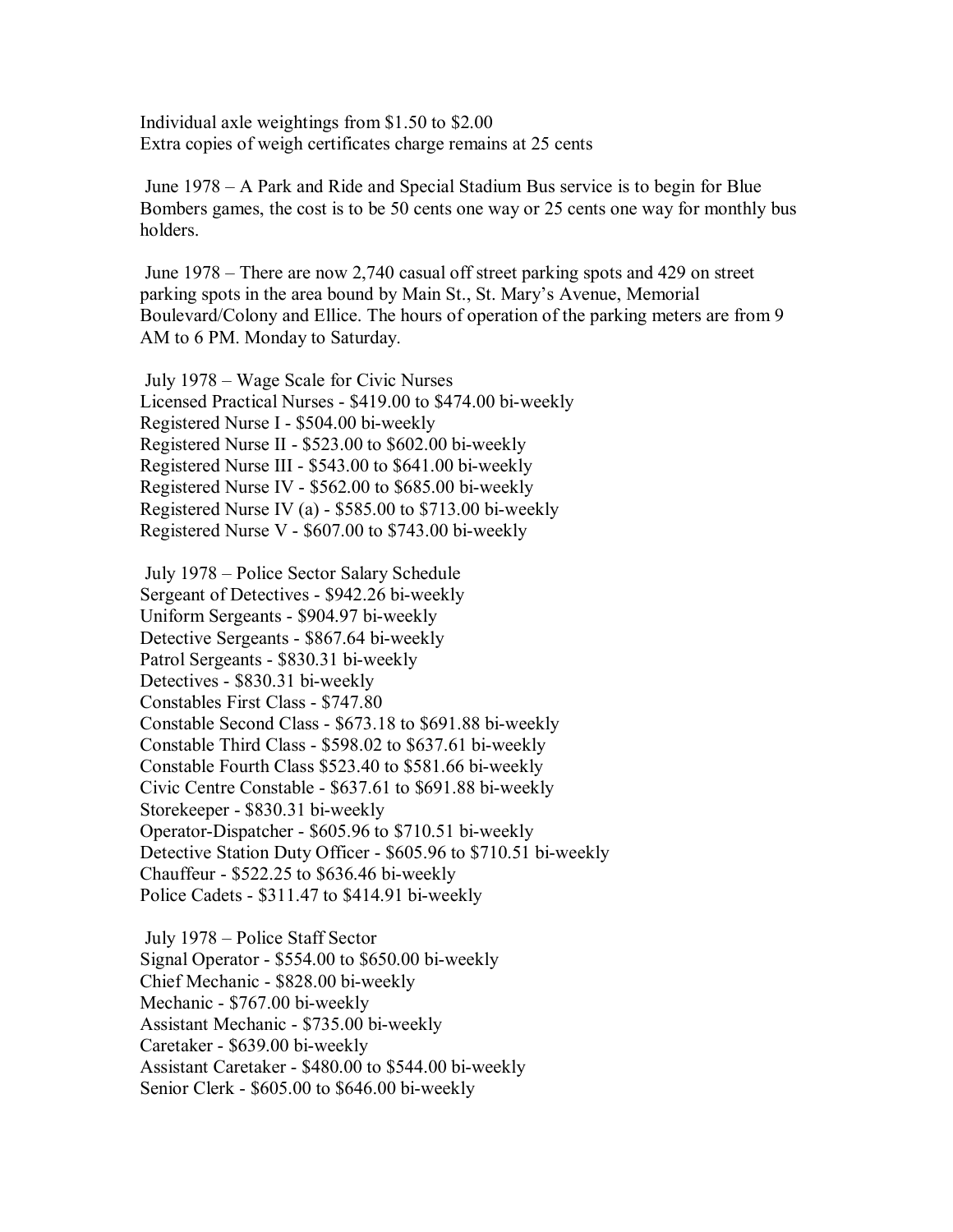Individual axle weightings from $1.50 to $2.00
Extra copies of weigh certificates charge remains at 25 cents

June 1978 – A Park and Ride and Special Stadium Bus service is to begin for Blue Bombers games, the cost is to be 50 cents one way or 25 cents one way for monthly bus holders.

June 1978 – There are now 2,740 casual off street parking spots and 429 on street parking spots in the area bound by Main St., St. Mary's Avenue, Memorial Boulevard/Colony and Ellice. The hours of operation of the parking meters are from 9 AM to 6 PM. Monday to Saturday.

July 1978 – Wage Scale for Civic Nurses
Licensed Practical Nurses - $419.00 to $474.00 bi-weekly
Registered Nurse I - $504.00 bi-weekly
Registered Nurse II - $523.00 to $602.00 bi-weekly
Registered Nurse III - $543.00 to $641.00 bi-weekly
Registered Nurse IV - $562.00 to $685.00 bi-weekly
Registered Nurse IV (a) - $585.00 to $713.00 bi-weekly
Registered Nurse V - $607.00 to $743.00 bi-weekly

July 1978 – Police Sector Salary Schedule
Sergeant of Detectives - $942.26 bi-weekly
Uniform Sergeants - $904.97 bi-weekly
Detective Sergeants - $867.64 bi-weekly
Patrol Sergeants - $830.31 bi-weekly
Detectives - $830.31 bi-weekly
Constables First Class - $747.80
Constable Second Class - $673.18 to $691.88 bi-weekly
Constable Third Class - $598.02 to $637.61 bi-weekly
Constable Fourth Class $523.40 to $581.66 bi-weekly
Civic Centre Constable - $637.61 to $691.88 bi-weekly
Storekeeper - $830.31 bi-weekly
Operator-Dispatcher - $605.96 to $710.51 bi-weekly
Detective Station Duty Officer - $605.96 to $710.51 bi-weekly
Chauffeur - $522.25 to $636.46 bi-weekly
Police Cadets - $311.47 to $414.91 bi-weekly

July 1978 – Police Staff Sector
Signal Operator - $554.00 to $650.00 bi-weekly
Chief Mechanic - $828.00 bi-weekly
Mechanic - $767.00 bi-weekly
Assistant Mechanic - $735.00 bi-weekly
Caretaker - $639.00 bi-weekly
Assistant Caretaker - $480.00 to $544.00 bi-weekly
Senior Clerk - $605.00 to $646.00 bi-weekly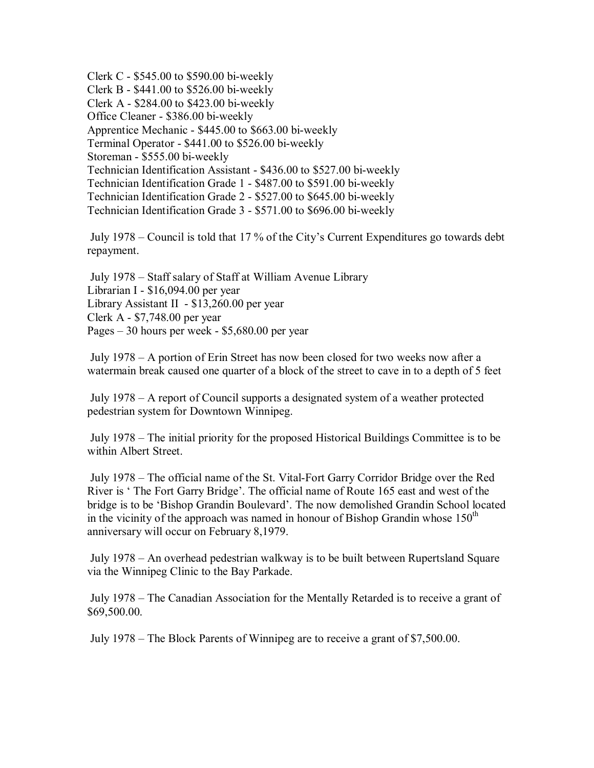Clerk C - $545.00 to $590.00 bi-weekly
Clerk B - $441.00 to $526.00 bi-weekly
Clerk A - $284.00 to $423.00 bi-weekly
Office Cleaner - $386.00 bi-weekly
Apprentice Mechanic - $445.00 to $663.00 bi-weekly
Terminal Operator - $441.00 to $526.00 bi-weekly
Storeman - $555.00 bi-weekly
Technician Identification Assistant - $436.00 to $527.00 bi-weekly
Technician Identification Grade 1 - $487.00 to $591.00 bi-weekly
Technician Identification Grade 2 - $527.00 to $645.00 bi-weekly
Technician Identification Grade 3 - $571.00 to $696.00 bi-weekly

July 1978 – Council is told that 17 % of the City's Current Expenditures go towards debt repayment.

July 1978 – Staff salary of Staff at William Avenue Library
Librarian I - $16,094.00 per year
Library Assistant II - $13,260.00 per year
Clerk A - $7,748.00 per year
Pages – 30 hours per week - $5,680.00 per year

July 1978 – A portion of Erin Street has now been closed for two weeks now after a watermain break caused one quarter of a block of the street to cave in to a depth of 5 feet

July 1978 – A report of Council supports a designated system of a weather protected pedestrian system for Downtown Winnipeg.

July 1978 – The initial priority for the proposed Historical Buildings Committee is to be within Albert Street.

July 1978 – The official name of the St. Vital-Fort Garry Corridor Bridge over the Red River is ' The Fort Garry Bridge'. The official name of Route 165 east and west of the bridge is to be 'Bishop Grandin Boulevard'. The now demolished Grandin School located in the vicinity of the approach was named in honour of Bishop Grandin whose 150th anniversary will occur on February 8,1979.

July 1978 – An overhead pedestrian walkway is to be built between Rupertsland Square via the Winnipeg Clinic to the Bay Parkade.

July 1978 – The Canadian Association for the Mentally Retarded is to receive a grant of $69,500.00.

July 1978 – The Block Parents of Winnipeg are to receive a grant of $7,500.00.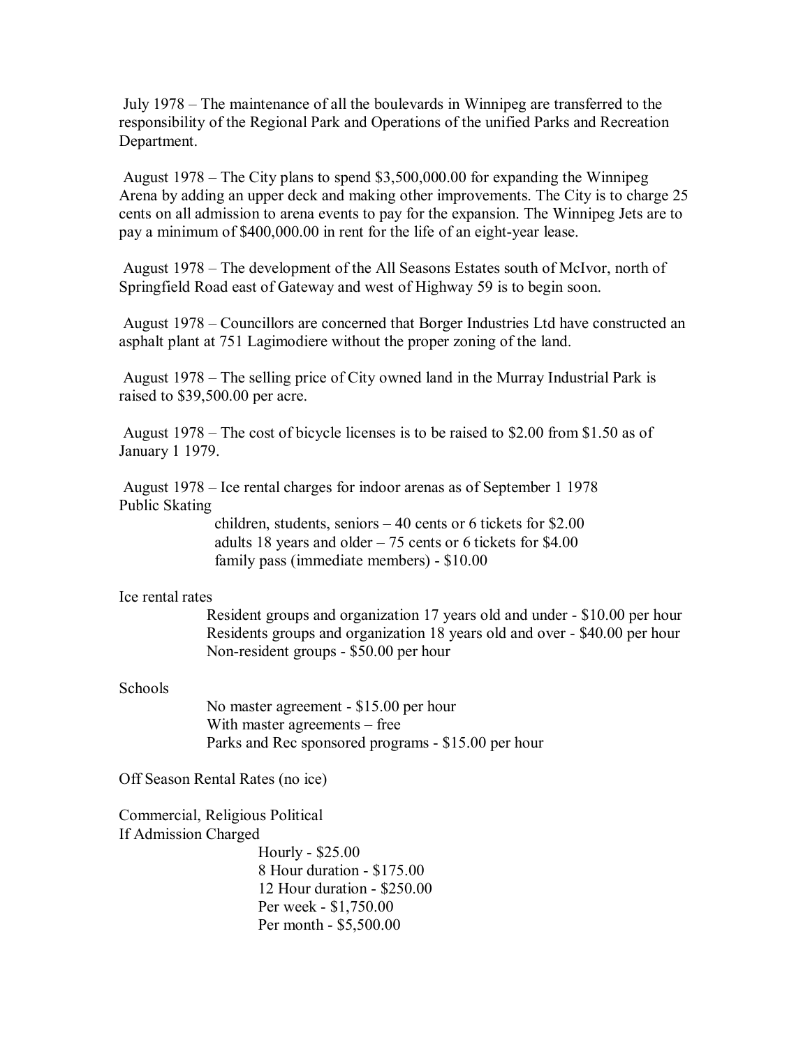July 1978 – The maintenance of all the boulevards in Winnipeg are transferred to the responsibility of the Regional Park and Operations of the unified Parks and Recreation Department.

August 1978 – The City plans to spend $3,500,000.00 for expanding the Winnipeg Arena by adding an upper deck and making other improvements. The City is to charge 25 cents on all admission to arena events to pay for the expansion. The Winnipeg Jets are to pay a minimum of $400,000.00 in rent for the life of an eight-year lease.

August 1978 – The development of the All Seasons Estates south of McIvor, north of Springfield Road east of Gateway and west of Highway 59 is to begin soon.

August 1978 – Councillors are concerned that Borger Industries Ltd have constructed an asphalt plant at 751 Lagimodiere without the proper zoning of the land.

August 1978 – The selling price of City owned land in the Murray Industrial Park is raised to $39,500.00 per acre.

August 1978 – The cost of bicycle licenses is to be raised to $2.00 from $1.50 as of January 1 1979.

August 1978 – Ice rental charges for indoor arenas as of September 1 1978

Public Skating

- children, students, seniors – 40 cents or 6 tickets for $2.00
- adults 18 years and older – 75 cents or 6 tickets for $4.00
- family pass (immediate members) - $10.00

Ice rental rates

- Resident groups and organization 17 years old and under - $10.00 per hour
- Residents groups and organization 18 years old and over - $40.00 per hour
- Non-resident groups - $50.00 per hour

Schools

- No master agreement - $15.00 per hour
- With master agreements – free
- Parks and Rec sponsored programs - $15.00 per hour

Off Season Rental Rates (no ice)

Commercial, Religious Political
If Admission Charged

- Hourly - $25.00
- 8 Hour duration - $175.00
- 12 Hour duration - $250.00
- Per week - $1,750.00
- Per month - $5,500.00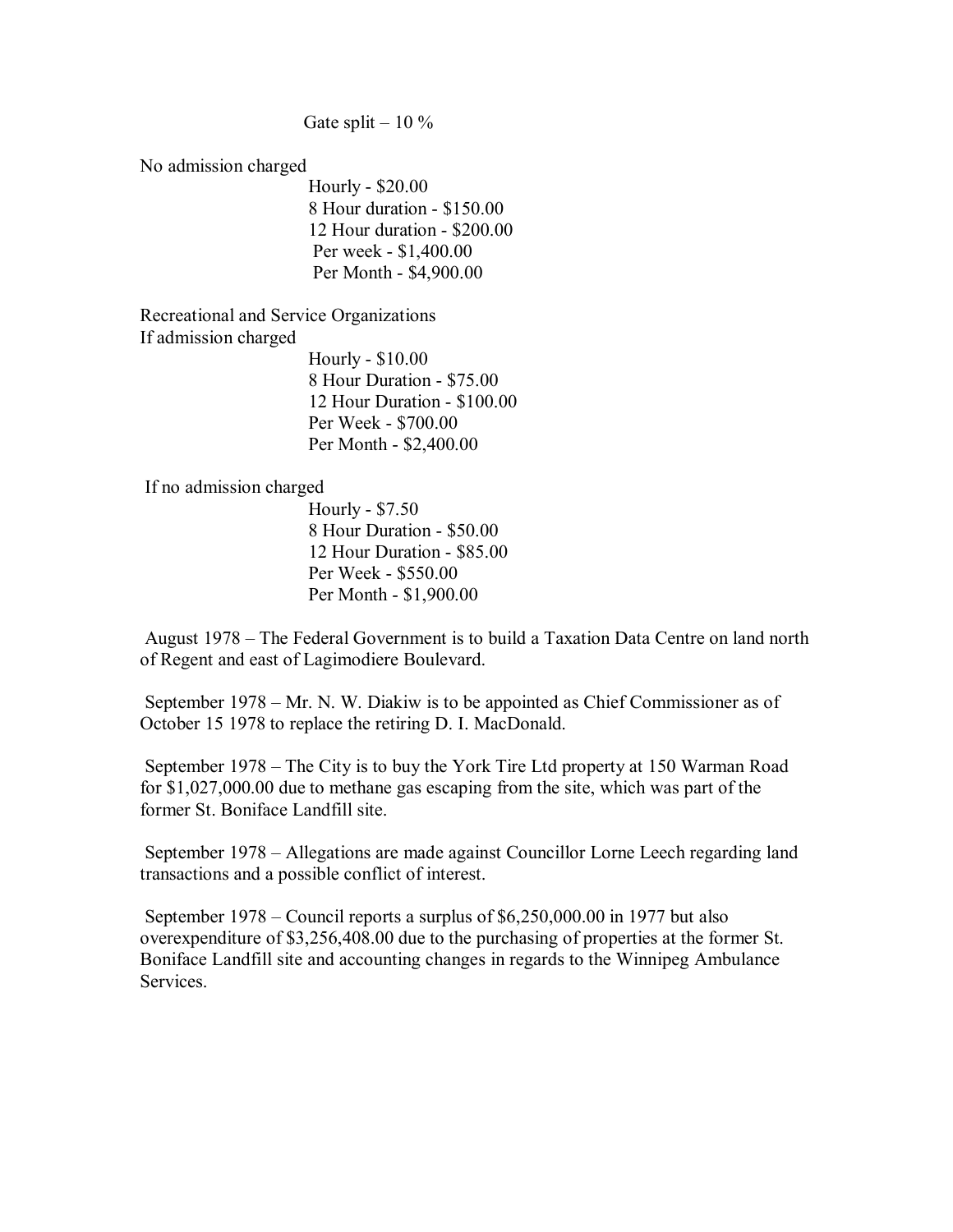Gate split – 10 %

No admission charged

Hourly - $20.00
8 Hour duration - $150.00
12 Hour duration - $200.00
Per week - $1,400.00
Per Month - $4,900.00

Recreational and Service Organizations
If admission charged

Hourly - $10.00
8 Hour Duration - $75.00
12 Hour Duration - $100.00
Per Week - $700.00
Per Month - $2,400.00

If no admission charged

Hourly - $7.50
8 Hour Duration - $50.00
12 Hour Duration - $85.00
Per Week - $550.00
Per Month - $1,900.00

August 1978 – The Federal Government is to build a Taxation Data Centre on land north of Regent and east of Lagimodiere Boulevard.

September 1978 – Mr. N. W. Diakiw is to be appointed as Chief Commissioner as of October 15 1978 to replace the retiring D. I. MacDonald.

September 1978 – The City is to buy the York Tire Ltd property at 150 Warman Road for $1,027,000.00 due to methane gas escaping from the site, which was part of the former St. Boniface Landfill site.

September 1978 – Allegations are made against Councillor Lorne Leech regarding land transactions and a possible conflict of interest.

September 1978 – Council reports a surplus of $6,250,000.00 in 1977 but also overexpenditure of $3,256,408.00 due to the purchasing of properties at the former St. Boniface Landfill site and accounting changes in regards to the Winnipeg Ambulance Services.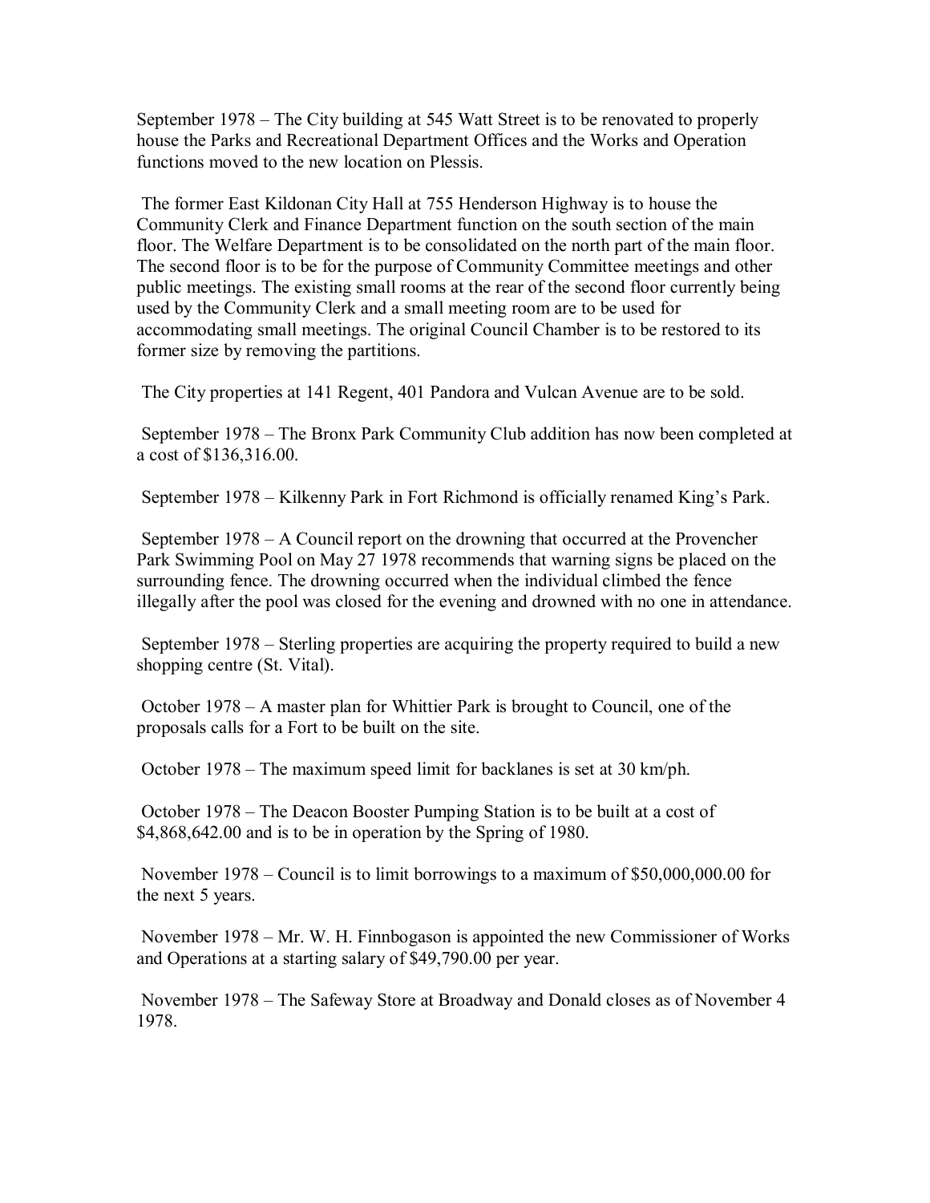September 1978 – The City building at 545 Watt Street is to be renovated to properly house the Parks and Recreational Department Offices and the Works and Operation functions moved to the new location on Plessis.

The former East Kildonan City Hall at 755 Henderson Highway is to house the Community Clerk and Finance Department function on the south section of the main floor. The Welfare Department is to be consolidated on the north part of the main floor. The second floor is to be for the purpose of Community Committee meetings and other public meetings. The existing small rooms at the rear of the second floor currently being used by the Community Clerk and a small meeting room are to be used for accommodating small meetings. The original Council Chamber is to be restored to its former size by removing the partitions.

The City properties at 141 Regent, 401 Pandora and Vulcan Avenue are to be sold.

September 1978 – The Bronx Park Community Club addition has now been completed at a cost of $136,316.00.

September 1978 – Kilkenny Park in Fort Richmond is officially renamed King's Park.

September 1978 – A Council report on the drowning that occurred at the Provencher Park Swimming Pool on May 27 1978 recommends that warning signs be placed on the surrounding fence. The drowning occurred when the individual climbed the fence illegally after the pool was closed for the evening and drowned with no one in attendance.

September 1978 – Sterling properties are acquiring the property required to build a new shopping centre (St. Vital).

October 1978 – A master plan for Whittier Park is brought to Council, one of the proposals calls for a Fort to be built on the site.

October 1978 – The maximum speed limit for backlanes is set at 30 km/ph.

October 1978 – The Deacon Booster Pumping Station is to be built at a cost of $4,868,642.00 and is to be in operation by the Spring of 1980.

November 1978 – Council is to limit borrowings to a maximum of $50,000,000.00 for the next 5 years.

November 1978 – Mr. W. H. Finnbogason is appointed the new Commissioner of Works and Operations at a starting salary of $49,790.00 per year.

November 1978 – The Safeway Store at Broadway and Donald closes as of November 4 1978.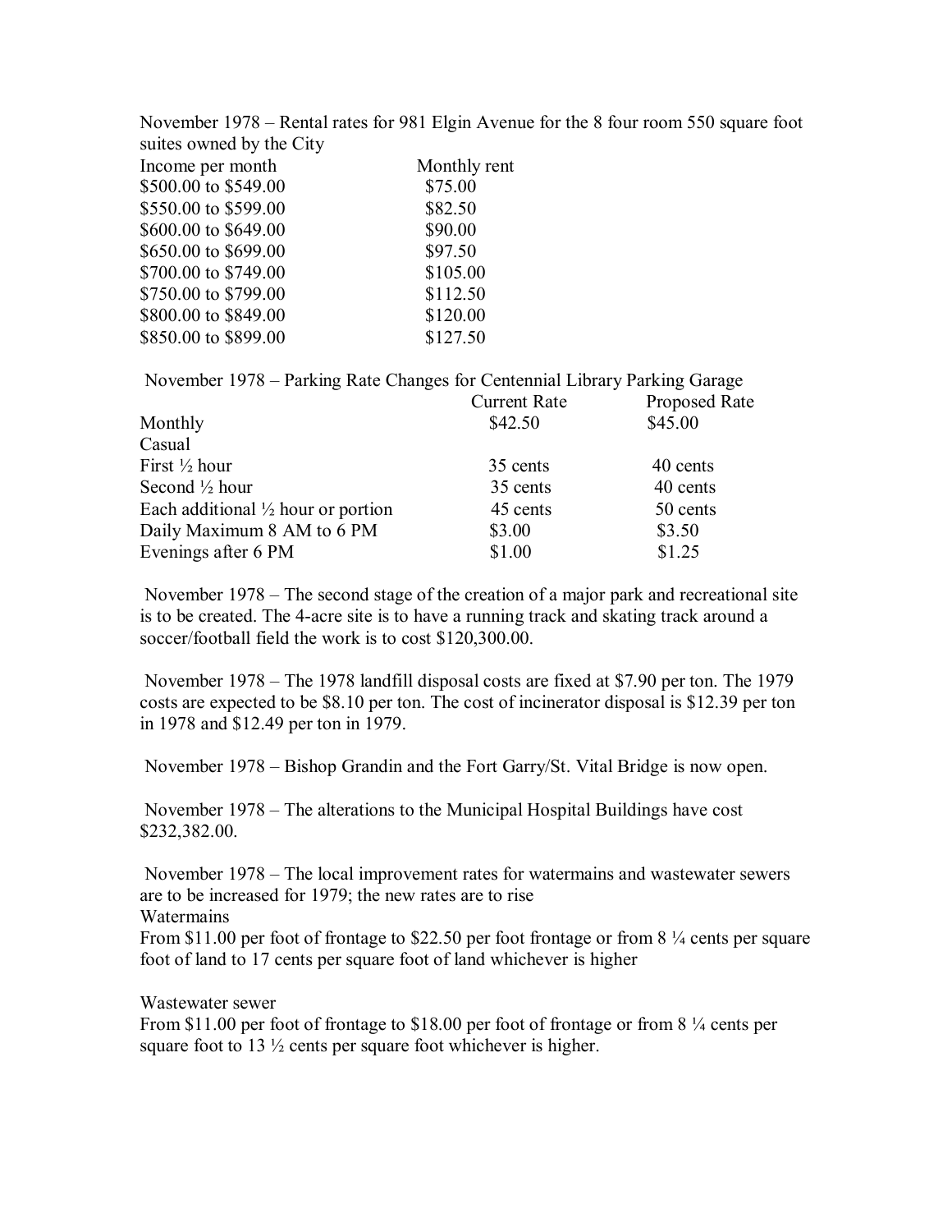November 1978 – Rental rates for 981 Elgin Avenue for the 8 four room 550 square foot suites owned by the City

| Income per month | Monthly rent |
|---|---|
| \$500.00 to \$549.00 | \$75.00 |
| \$550.00 to \$599.00 | \$82.50 |
| \$600.00 to \$649.00 | \$90.00 |
| \$650.00 to \$699.00 | \$97.50 |
| \$700.00 to \$749.00 | \$105.00 |
| \$750.00 to \$799.00 | \$112.50 |
| \$800.00 to \$849.00 | \$120.00 |
| \$850.00 to \$899.00 | \$127.50 |

November 1978 – Parking Rate Changes for Centennial Library Parking Garage

| | Current Rate | Proposed Rate |
|---|---|---|
| Monthly | \$42.50 | \$45.00 |
| Casual | | |
| First ½ hour | 35 cents | 40 cents |
| Second ½ hour | 35 cents | 40 cents |
| Each additional ½ hour or portion | 45 cents | 50 cents |
| Daily Maximum 8 AM to 6 PM | \$3.00 | \$3.50 |
| Evenings after 6 PM | \$1.00 | \$1.25 |

November 1978 – The second stage of the creation of a major park and recreational site is to be created. The 4-acre site is to have a running track and skating track around a soccer/football field the work is to cost \$120,300.00.

November 1978 – The 1978 landfill disposal costs are fixed at \$7.90 per ton. The 1979 costs are expected to be \$8.10 per ton. The cost of incinerator disposal is \$12.39 per ton in 1978 and \$12.49 per ton in 1979.

November 1978 – Bishop Grandin and the Fort Garry/St. Vital Bridge is now open.

November 1978 – The alterations to the Municipal Hospital Buildings have cost \$232,382.00.

November 1978 – The local improvement rates for watermains and wastewater sewers are to be increased for 1979; the new rates are to rise

Watermains

From \$11.00 per foot of frontage to \$22.50 per foot frontage or from 8 ¼ cents per square foot of land to 17 cents per square foot of land whichever is higher

Wastewater sewer

From \$11.00 per foot of frontage to \$18.00 per foot of frontage or from 8 ¼ cents per square foot to 13 ½ cents per square foot whichever is higher.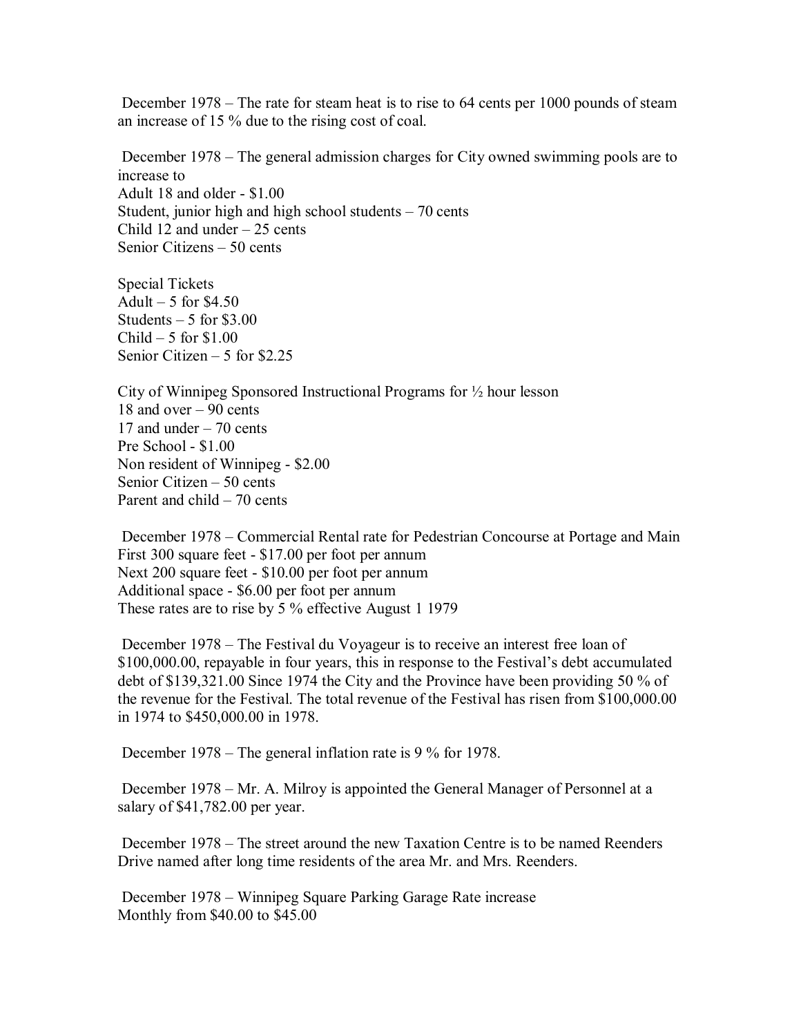December 1978 – The rate for steam heat is to rise to 64 cents per 1000 pounds of steam an increase of 15 % due to the rising cost of coal.

December 1978 – The general admission charges for City owned swimming pools are to increase to
Adult 18 and older - $1.00
Student, junior high and high school students – 70 cents
Child 12 and under – 25 cents
Senior Citizens – 50 cents

Special Tickets
Adult – 5 for $4.50
Students – 5 for $3.00
Child – 5 for $1.00
Senior Citizen – 5 for $2.25

City of Winnipeg Sponsored Instructional Programs for ½ hour lesson
18 and over – 90 cents
17 and under – 70 cents
Pre School - $1.00
Non resident of Winnipeg - $2.00
Senior Citizen – 50 cents
Parent and child – 70 cents

December 1978 – Commercial Rental rate for Pedestrian Concourse at Portage and Main
First 300 square feet - $17.00 per foot per annum
Next 200 square feet - $10.00 per foot per annum
Additional space - $6.00 per foot per annum
These rates are to rise by 5 % effective August 1 1979

December 1978 – The Festival du Voyageur is to receive an interest free loan of $100,000.00, repayable in four years, this in response to the Festival's debt accumulated debt of $139,321.00 Since 1974 the City and the Province have been providing 50 % of the revenue for the Festival. The total revenue of the Festival has risen from $100,000.00 in 1974 to $450,000.00 in 1978.

December 1978 – The general inflation rate is 9 % for 1978.

December 1978 – Mr. A. Milroy is appointed the General Manager of Personnel at a salary of $41,782.00 per year.

December 1978 – The street around the new Taxation Centre is to be named Reenders Drive named after long time residents of the area Mr. and Mrs. Reenders.

December 1978 – Winnipeg Square Parking Garage Rate increase
Monthly from $40.00 to $45.00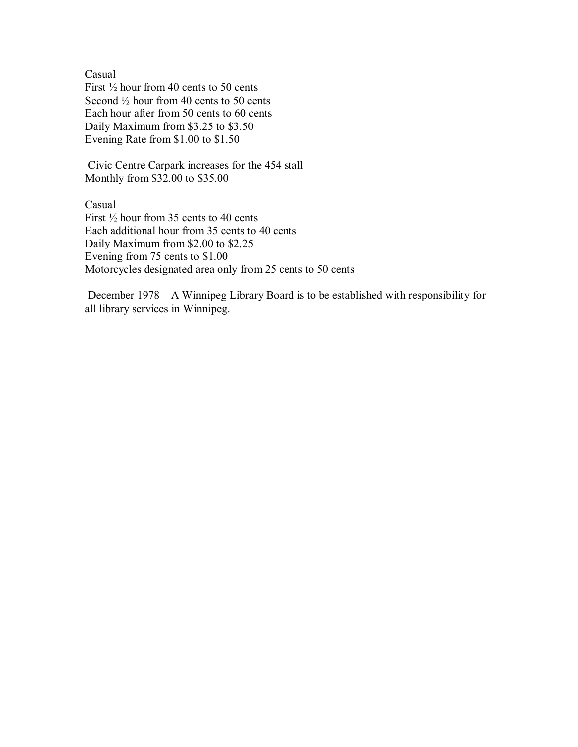Casual
First ½ hour from 40 cents to 50 cents
Second ½ hour from 40 cents to 50 cents
Each hour after from 50 cents to 60 cents
Daily Maximum from $3.25 to $3.50
Evening Rate from $1.00 to $1.50

Civic Centre Carpark increases for the 454 stall
Monthly from $32.00 to $35.00

Casual
First ½ hour from 35 cents to 40 cents
Each additional hour from 35 cents to 40 cents
Daily Maximum from $2.00 to $2.25
Evening from 75 cents to $1.00
Motorcycles designated area only from 25 cents to 50 cents

December 1978 – A Winnipeg Library Board is to be established with responsibility for all library services in Winnipeg.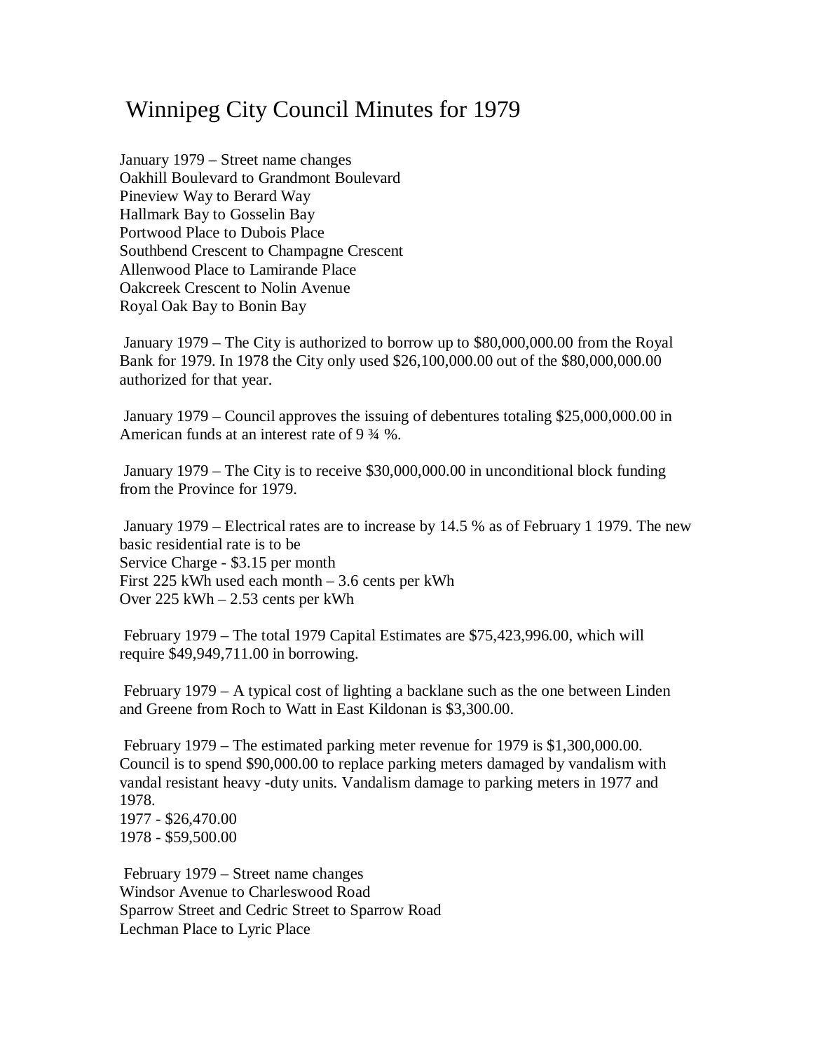# Winnipeg City Council Minutes for 1979

January 1979 – Street name changes
Oakhill Boulevard to Grandmont Boulevard
Pineview Way to Berard Way
Hallmark Bay to Gosselin Bay
Portwood Place to Dubois Place
Southbend Crescent to Champagne Crescent
Allenwood Place to Lamirande Place
Oakcreek Crescent to Nolin Avenue
Royal Oak Bay to Bonin Bay

January 1979 – The City is authorized to borrow up to $80,000,000.00 from the Royal Bank for 1979. In 1978 the City only used $26,100,000.00 out of the $80,000,000.00 authorized for that year.

January 1979 – Council approves the issuing of debentures totaling $25,000,000.00 in American funds at an interest rate of 9 ¾ %.

January 1979 – The City is to receive $30,000,000.00 in unconditional block funding from the Province for 1979.

January 1979 – Electrical rates are to increase by 14.5 % as of February 1 1979. The new basic residential rate is to be
Service Charge - $3.15 per month
First 225 kWh used each month – 3.6 cents per kWh
Over 225 kWh – 2.53 cents per kWh

February 1979 – The total 1979 Capital Estimates are $75,423,996.00, which will require $49,949,711.00 in borrowing.

February 1979 – A typical cost of lighting a backlane such as the one between Linden and Greene from Roch to Watt in East Kildonan is $3,300.00.

February 1979 – The estimated parking meter revenue for 1979 is $1,300,000.00. Council is to spend $90,000.00 to replace parking meters damaged by vandalism with vandal resistant heavy -duty units. Vandalism damage to parking meters in 1977 and 1978.
1977 - $26,470.00
1978 - $59,500.00

February 1979 – Street name changes
Windsor Avenue to Charleswood Road
Sparrow Street and Cedric Street to Sparrow Road
Lechman Place to Lyric Place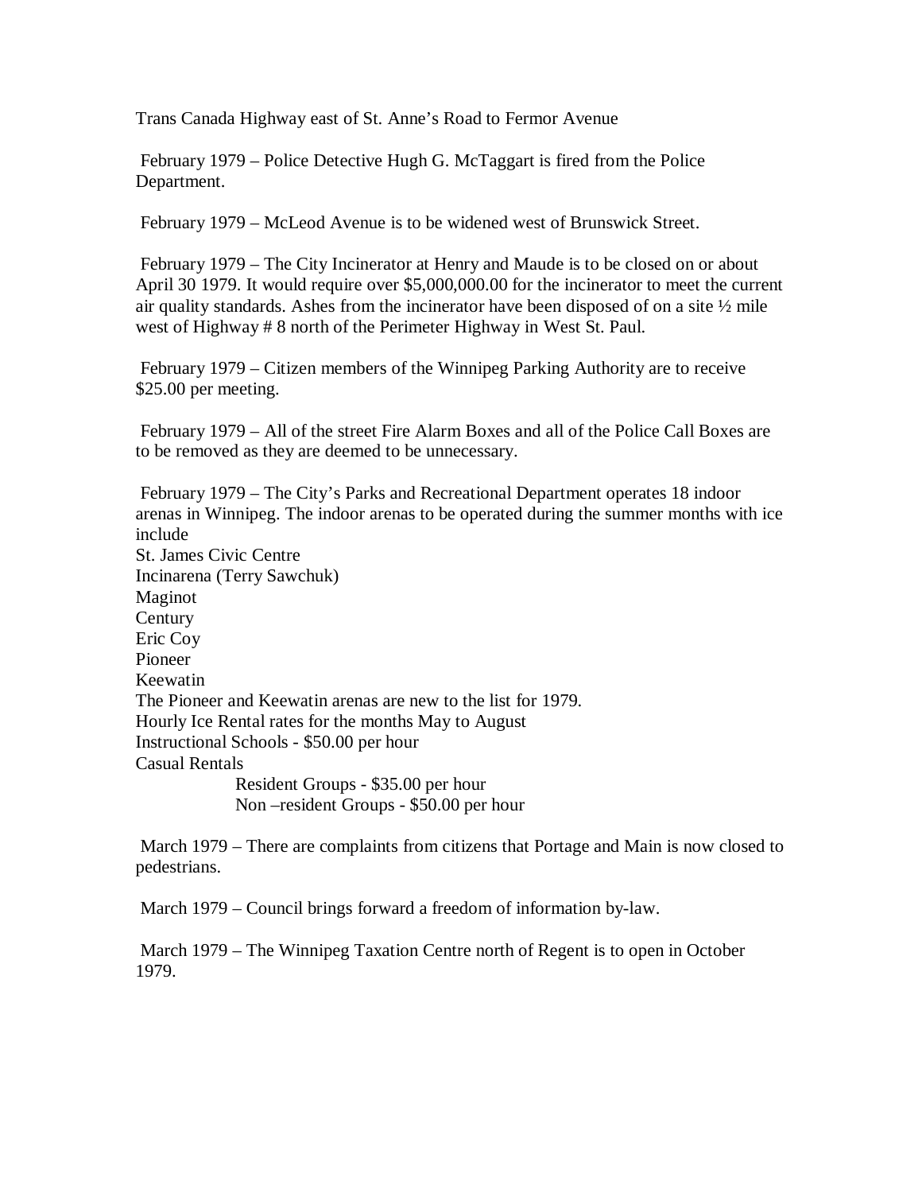Trans Canada Highway east of St. Anne's Road to Fermor Avenue

February 1979 – Police Detective Hugh G. McTaggart is fired from the Police Department.

February 1979 – McLeod Avenue is to be widened west of Brunswick Street.

February 1979 – The City Incinerator at Henry and Maude is to be closed on or about April 30 1979. It would require over $5,000,000.00 for the incinerator to meet the current air quality standards. Ashes from the incinerator have been disposed of on a site ½ mile west of Highway # 8 north of the Perimeter Highway in West St. Paul.

February 1979 – Citizen members of the Winnipeg Parking Authority are to receive $25.00 per meeting.

February 1979 – All of the street Fire Alarm Boxes and all of the Police Call Boxes are to be removed as they are deemed to be unnecessary.

February 1979 – The City's Parks and Recreational Department operates 18 indoor arenas in Winnipeg. The indoor arenas to be operated during the summer months with ice include

St. James Civic Centre
Incinarena (Terry Sawchuk)
Maginot
Century
Eric Coy
Pioneer
Keewatin

The Pioneer and Keewatin arenas are new to the list for 1979.

Hourly Ice Rental rates for the months May to August

Instructional Schools - $50.00 per hour

Casual Rentals

- Resident Groups - $35.00 per hour
- Non –resident Groups - $50.00 per hour

March 1979 – There are complaints from citizens that Portage and Main is now closed to pedestrians.

March 1979 – Council brings forward a freedom of information by-law.

March 1979 – The Winnipeg Taxation Centre north of Regent is to open in October 1979.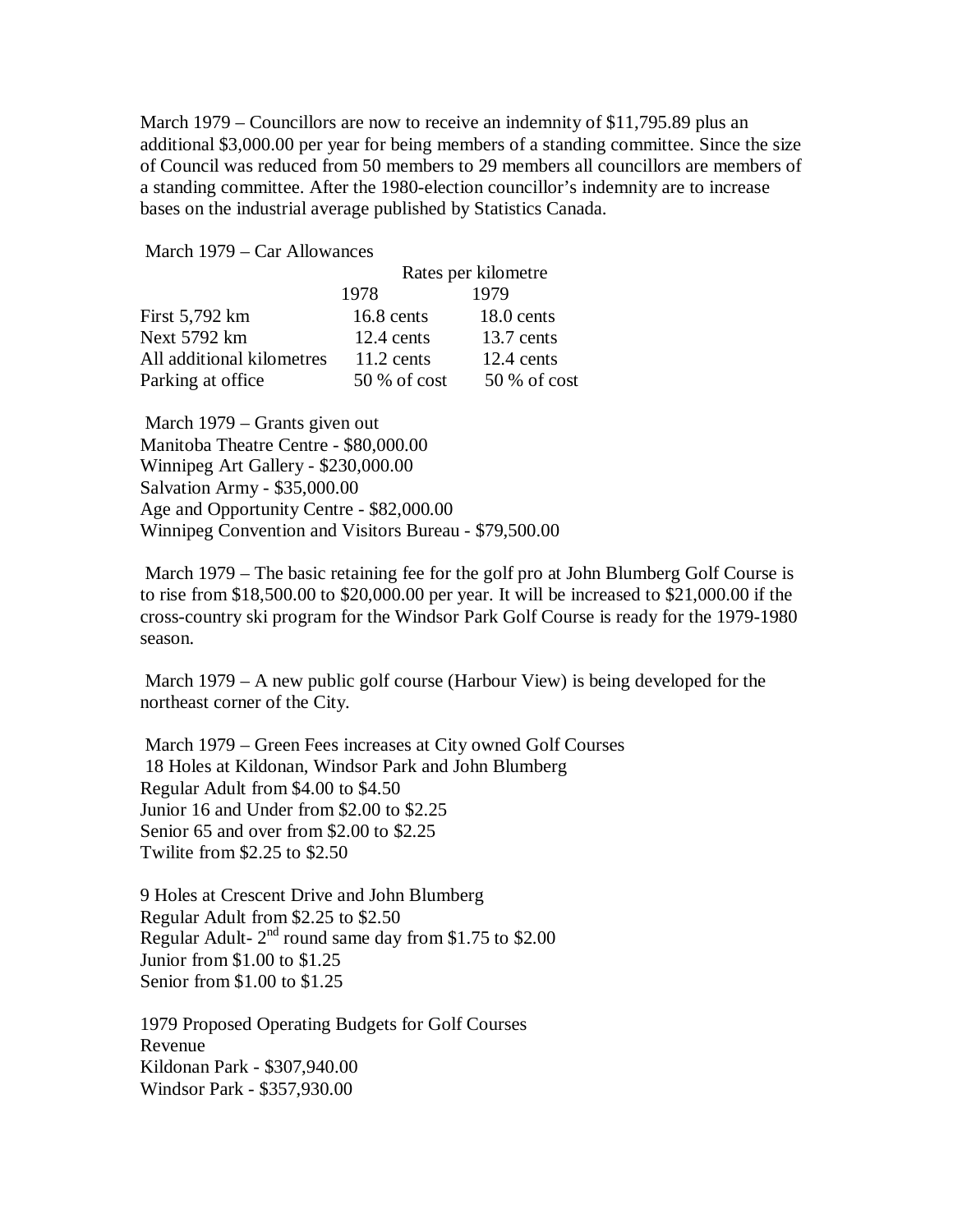March 1979 – Councillors are now to receive an indemnity of $11,795.89 plus an additional $3,000.00 per year for being members of a standing committee. Since the size of Council was reduced from 50 members to 29 members all councillors are members of a standing committee. After the 1980-election councillor's indemnity are to increase bases on the industrial average published by Statistics Canada.

March 1979 – Car Allowances

| | Rates per kilometre | |
|---|---|---|
| | 1978 | 1979 |
| First 5,792 km | 16.8 cents | 18.0 cents |
| Next 5792 km | 12.4 cents | 13.7 cents |
| All additional kilometres | 11.2 cents | 12.4 cents |
| Parking at office | 50 % of cost | 50 % of cost |

March 1979 – Grants given out
Manitoba Theatre Centre - $80,000.00
Winnipeg Art Gallery - $230,000.00
Salvation Army - $35,000.00
Age and Opportunity Centre - $82,000.00
Winnipeg Convention and Visitors Bureau - $79,500.00

March 1979 – The basic retaining fee for the golf pro at John Blumberg Golf Course is to rise from $18,500.00 to $20,000.00 per year. It will be increased to $21,000.00 if the cross-country ski program for the Windsor Park Golf Course is ready for the 1979-1980 season.

March 1979 – A new public golf course (Harbour View) is being developed for the northeast corner of the City.

March 1979 – Green Fees increases at City owned Golf Courses
18 Holes at Kildonan, Windsor Park and John Blumberg
Regular Adult from $4.00 to $4.50
Junior 16 and Under from $2.00 to $2.25
Senior 65 and over from $2.00 to $2.25
Twilite from $2.25 to $2.50

9 Holes at Crescent Drive and John Blumberg
Regular Adult from $2.25 to $2.50
Regular Adult- 2nd round same day from $1.75 to $2.00
Junior from $1.00 to $1.25
Senior from $1.00 to $1.25

1979 Proposed Operating Budgets for Golf Courses
Revenue
Kildonan Park - $307,940.00
Windsor Park - $357,930.00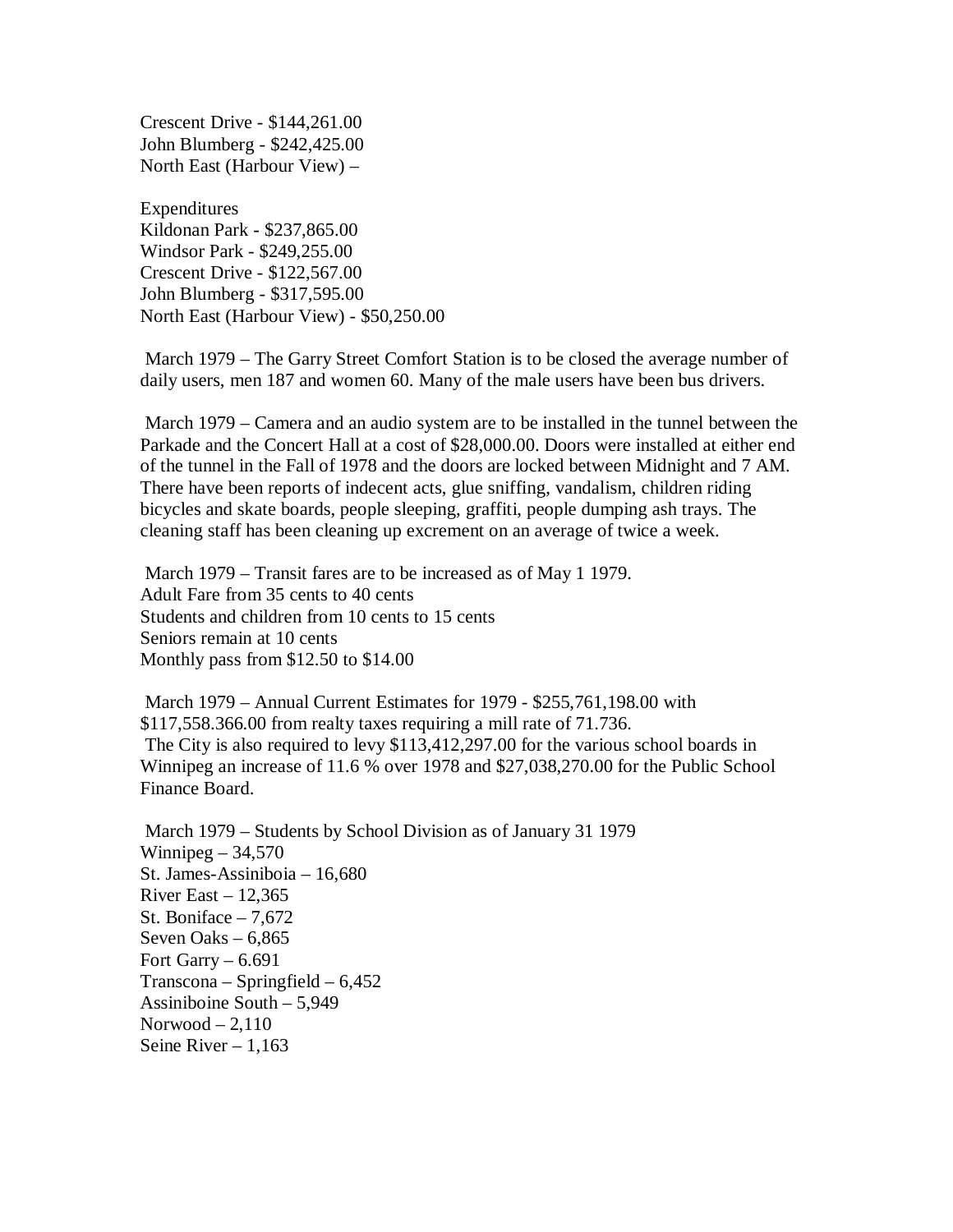Crescent Drive - $144,261.00
John Blumberg - $242,425.00
North East (Harbour View) –

Expenditures
Kildonan Park - $237,865.00
Windsor Park - $249,255.00
Crescent Drive - $122,567.00
John Blumberg - $317,595.00
North East (Harbour View) - $50,250.00

March 1979 – The Garry Street Comfort Station is to be closed the average number of daily users, men 187 and women 60. Many of the male users have been bus drivers.

March 1979 – Camera and an audio system are to be installed in the tunnel between the Parkade and the Concert Hall at a cost of $28,000.00. Doors were installed at either end of the tunnel in the Fall of 1978 and the doors are locked between Midnight and 7 AM. There have been reports of indecent acts, glue sniffing, vandalism, children riding bicycles and skate boards, people sleeping, graffiti, people dumping ash trays. The cleaning staff has been cleaning up excrement on an average of twice a week.

March 1979 – Transit fares are to be increased as of May 1 1979.
Adult Fare from 35 cents to 40 cents
Students and children from 10 cents to 15 cents
Seniors remain at 10 cents
Monthly pass from $12.50 to $14.00

March 1979 – Annual Current Estimates for 1979 - $255,761,198.00 with $117,558.366.00 from realty taxes requiring a mill rate of 71.736.
The City is also required to levy $113,412,297.00 for the various school boards in Winnipeg an increase of 11.6 % over 1978 and $27,038,270.00 for the Public School Finance Board.

March 1979 – Students by School Division as of January 31 1979
Winnipeg – 34,570
St. James-Assiniboia – 16,680
River East – 12,365
St. Boniface – 7,672
Seven Oaks – 6,865
Fort Garry – 6.691
Transcona – Springfield – 6,452
Assiniboine South – 5,949
Norwood – 2,110
Seine River – 1,163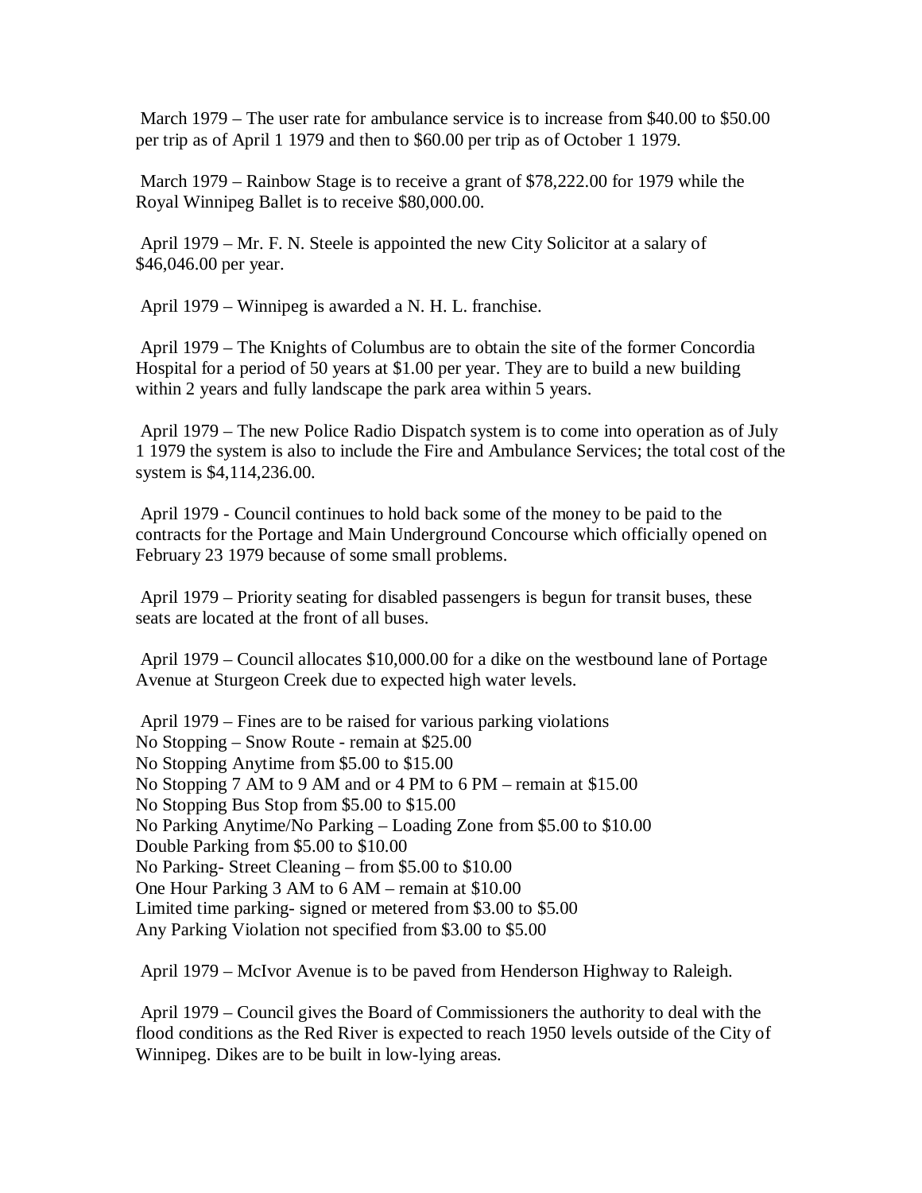March 1979 – The user rate for ambulance service is to increase from $40.00 to $50.00 per trip as of April 1 1979 and then to $60.00 per trip as of October 1 1979.

March 1979 – Rainbow Stage is to receive a grant of $78,222.00 for 1979 while the Royal Winnipeg Ballet is to receive $80,000.00.

April 1979 – Mr. F. N. Steele is appointed the new City Solicitor at a salary of $46,046.00 per year.

April 1979 – Winnipeg is awarded a N. H. L. franchise.

April 1979 – The Knights of Columbus are to obtain the site of the former Concordia Hospital for a period of 50 years at $1.00 per year. They are to build a new building within 2 years and fully landscape the park area within 5 years.

April 1979 – The new Police Radio Dispatch system is to come into operation as of July 1 1979 the system is also to include the Fire and Ambulance Services; the total cost of the system is $4,114,236.00.

April 1979 - Council continues to hold back some of the money to be paid to the contracts for the Portage and Main Underground Concourse which officially opened on February 23 1979 because of some small problems.

April 1979 – Priority seating for disabled passengers is begun for transit buses, these seats are located at the front of all buses.

April 1979 – Council allocates $10,000.00 for a dike on the westbound lane of Portage Avenue at Sturgeon Creek due to expected high water levels.

April 1979 – Fines are to be raised for various parking violations
No Stopping – Snow Route - remain at $25.00
No Stopping Anytime from $5.00 to $15.00
No Stopping 7 AM to 9 AM and or 4 PM to 6 PM – remain at $15.00
No Stopping Bus Stop from $5.00 to $15.00
No Parking Anytime/No Parking – Loading Zone from $5.00 to $10.00
Double Parking from $5.00 to $10.00
No Parking- Street Cleaning – from $5.00 to $10.00
One Hour Parking 3 AM to 6 AM – remain at $10.00
Limited time parking- signed or metered from $3.00 to $5.00
Any Parking Violation not specified from $3.00 to $5.00

April 1979 – McIvor Avenue is to be paved from Henderson Highway to Raleigh.

April 1979 – Council gives the Board of Commissioners the authority to deal with the flood conditions as the Red River is expected to reach 1950 levels outside of the City of Winnipeg. Dikes are to be built in low-lying areas.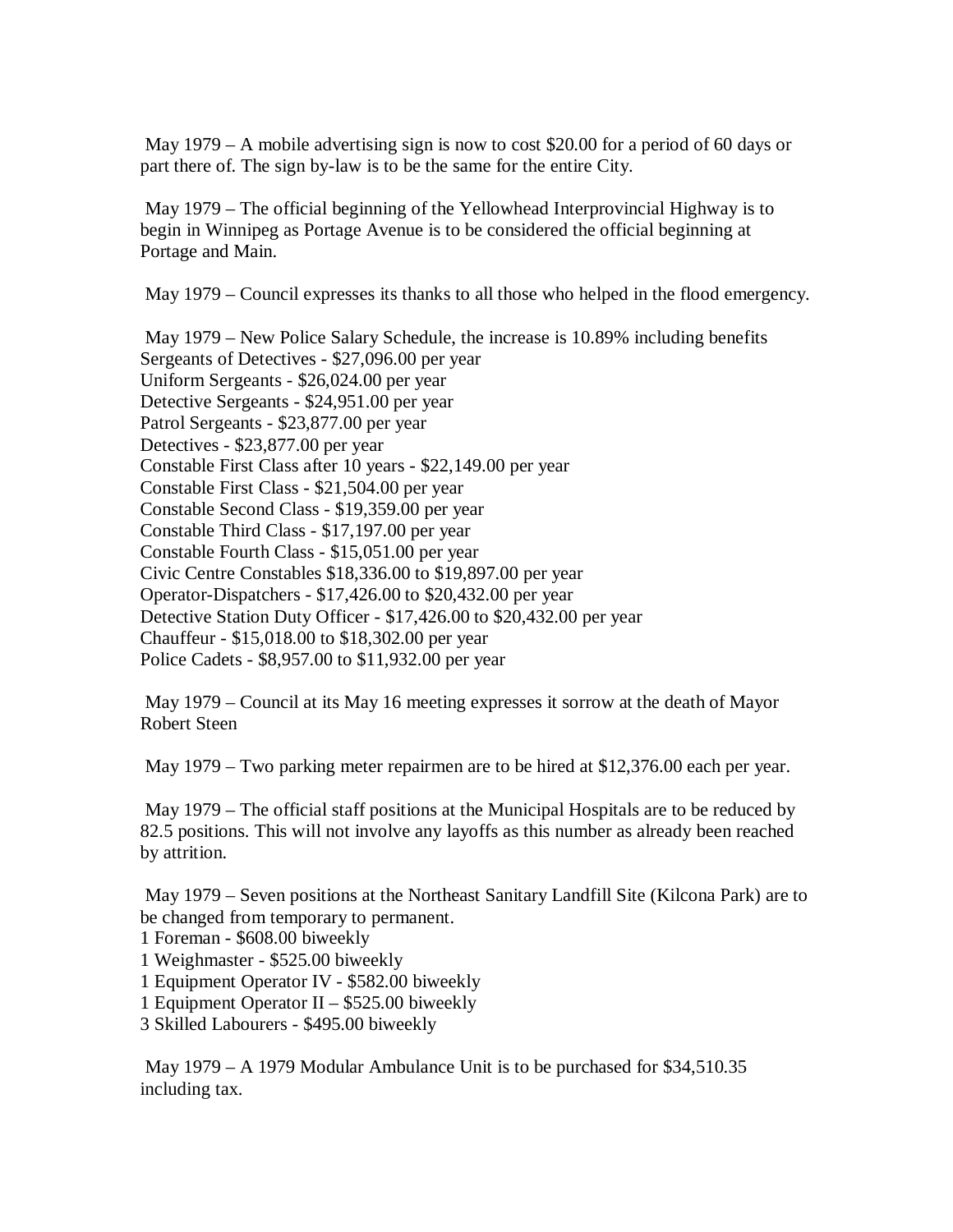May 1979 – A mobile advertising sign is now to cost $20.00 for a period of 60 days or part there of. The sign by-law is to be the same for the entire City.

May 1979 – The official beginning of the Yellowhead Interprovincial Highway is to begin in Winnipeg as Portage Avenue is to be considered the official beginning at Portage and Main.

May 1979 – Council expresses its thanks to all those who helped in the flood emergency.

May 1979 – New Police Salary Schedule, the increase is 10.89% including benefits
Sergeants of Detectives - $27,096.00 per year
Uniform Sergeants - $26,024.00 per year
Detective Sergeants - $24,951.00 per year
Patrol Sergeants - $23,877.00 per year
Detectives - $23,877.00 per year
Constable First Class after 10 years - $22,149.00 per year
Constable First Class - $21,504.00 per year
Constable Second Class - $19,359.00 per year
Constable Third Class - $17,197.00 per year
Constable Fourth Class - $15,051.00 per year
Civic Centre Constables $18,336.00 to $19,897.00 per year
Operator-Dispatchers - $17,426.00 to $20,432.00 per year
Detective Station Duty Officer - $17,426.00 to $20,432.00 per year
Chauffeur - $15,018.00 to $18,302.00 per year
Police Cadets - $8,957.00 to $11,932.00 per year

May 1979 – Council at its May 16 meeting expresses it sorrow at the death of Mayor Robert Steen

May 1979 – Two parking meter repairmen are to be hired at $12,376.00 each per year.

May 1979 – The official staff positions at the Municipal Hospitals are to be reduced by 82.5 positions. This will not involve any layoffs as this number as already been reached by attrition.

May 1979 – Seven positions at the Northeast Sanitary Landfill Site (Kilcona Park) are to be changed from temporary to permanent.
1 Foreman - $608.00 biweekly
1 Weighmaster - $525.00 biweekly
1 Equipment Operator IV - $582.00 biweekly
1 Equipment Operator II – $525.00 biweekly
3 Skilled Labourers - $495.00 biweekly

May 1979 – A 1979 Modular Ambulance Unit is to be purchased for $34,510.35 including tax.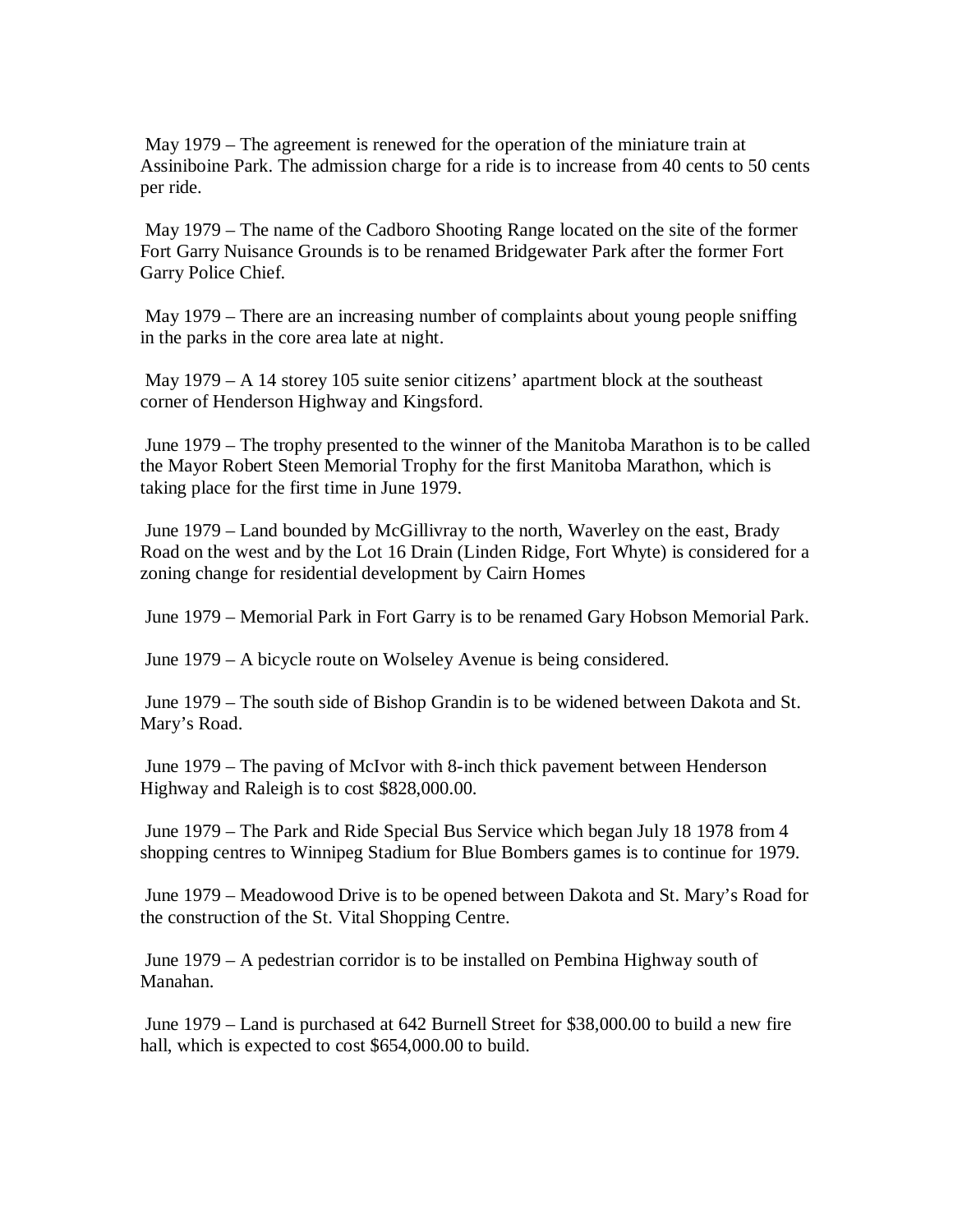May 1979 – The agreement is renewed for the operation of the miniature train at Assiniboine Park. The admission charge for a ride is to increase from 40 cents to 50 cents per ride.

May 1979 – The name of the Cadboro Shooting Range located on the site of the former Fort Garry Nuisance Grounds is to be renamed Bridgewater Park after the former Fort Garry Police Chief.

May 1979 – There are an increasing number of complaints about young people sniffing in the parks in the core area late at night.

May 1979 – A 14 storey 105 suite senior citizens' apartment block at the southeast corner of Henderson Highway and Kingsford.

June 1979 – The trophy presented to the winner of the Manitoba Marathon is to be called the Mayor Robert Steen Memorial Trophy for the first Manitoba Marathon, which is taking place for the first time in June 1979.

June 1979 – Land bounded by McGillivray to the north, Waverley on the east, Brady Road on the west and by the Lot 16 Drain (Linden Ridge, Fort Whyte) is considered for a zoning change for residential development by Cairn Homes

June 1979 – Memorial Park in Fort Garry is to be renamed Gary Hobson Memorial Park.

June 1979 – A bicycle route on Wolseley Avenue is being considered.

June 1979 – The south side of Bishop Grandin is to be widened between Dakota and St. Mary's Road.

June 1979 – The paving of McIvor with 8-inch thick pavement between Henderson Highway and Raleigh is to cost $828,000.00.

June 1979 – The Park and Ride Special Bus Service which began July 18 1978 from 4 shopping centres to Winnipeg Stadium for Blue Bombers games is to continue for 1979.

June 1979 – Meadowood Drive is to be opened between Dakota and St. Mary's Road for the construction of the St. Vital Shopping Centre.

June 1979 – A pedestrian corridor is to be installed on Pembina Highway south of Manahan.

June 1979 – Land is purchased at 642 Burnell Street for $38,000.00 to build a new fire hall, which is expected to cost $654,000.00 to build.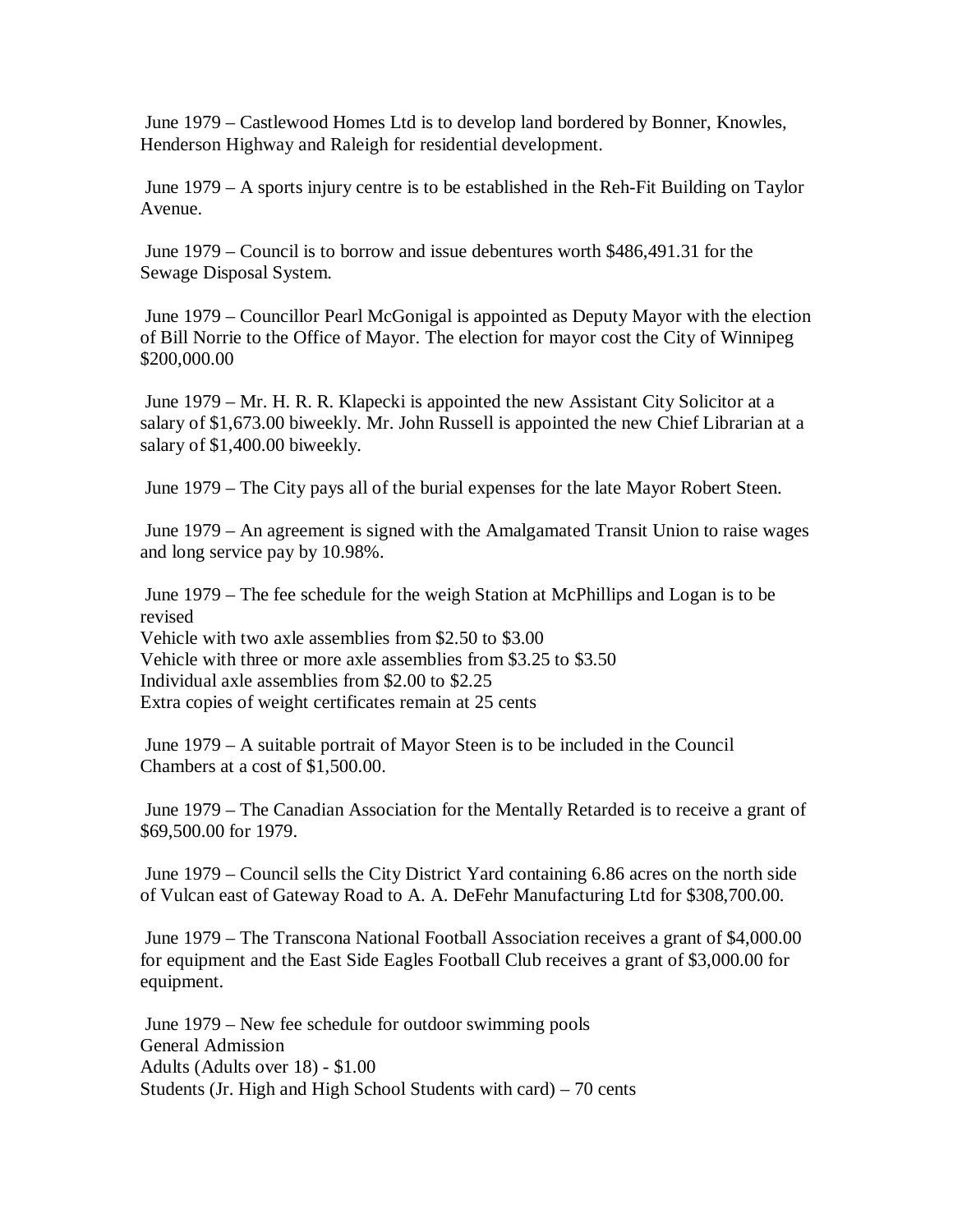June 1979 – Castlewood Homes Ltd is to develop land bordered by Bonner, Knowles, Henderson Highway and Raleigh for residential development.

June 1979 – A sports injury centre is to be established in the Reh-Fit Building on Taylor Avenue.

June 1979 – Council is to borrow and issue debentures worth $486,491.31 for the Sewage Disposal System.

June 1979 – Councillor Pearl McGonigal is appointed as Deputy Mayor with the election of Bill Norrie to the Office of Mayor. The election for mayor cost the City of Winnipeg $200,000.00

June 1979 – Mr. H. R. R. Klapecki is appointed the new Assistant City Solicitor at a salary of $1,673.00 biweekly. Mr. John Russell is appointed the new Chief Librarian at a salary of $1,400.00 biweekly.

June 1979 – The City pays all of the burial expenses for the late Mayor Robert Steen.

June 1979 – An agreement is signed with the Amalgamated Transit Union to raise wages and long service pay by 10.98%.

June 1979 – The fee schedule for the weigh Station at McPhillips and Logan is to be revised
Vehicle with two axle assemblies from $2.50 to $3.00
Vehicle with three or more axle assemblies from $3.25 to $3.50
Individual axle assemblies from $2.00 to $2.25
Extra copies of weight certificates remain at 25 cents

June 1979 – A suitable portrait of Mayor Steen is to be included in the Council Chambers at a cost of $1,500.00.

June 1979 – The Canadian Association for the Mentally Retarded is to receive a grant of $69,500.00 for 1979.

June 1979 – Council sells the City District Yard containing 6.86 acres on the north side of Vulcan east of Gateway Road to A. A. DeFehr Manufacturing Ltd for $308,700.00.

June 1979 – The Transcona National Football Association receives a grant of $4,000.00 for equipment and the East Side Eagles Football Club receives a grant of $3,000.00 for equipment.

June 1979 – New fee schedule for outdoor swimming pools
General Admission
Adults (Adults over 18) - $1.00
Students (Jr. High and High School Students with card) – 70 cents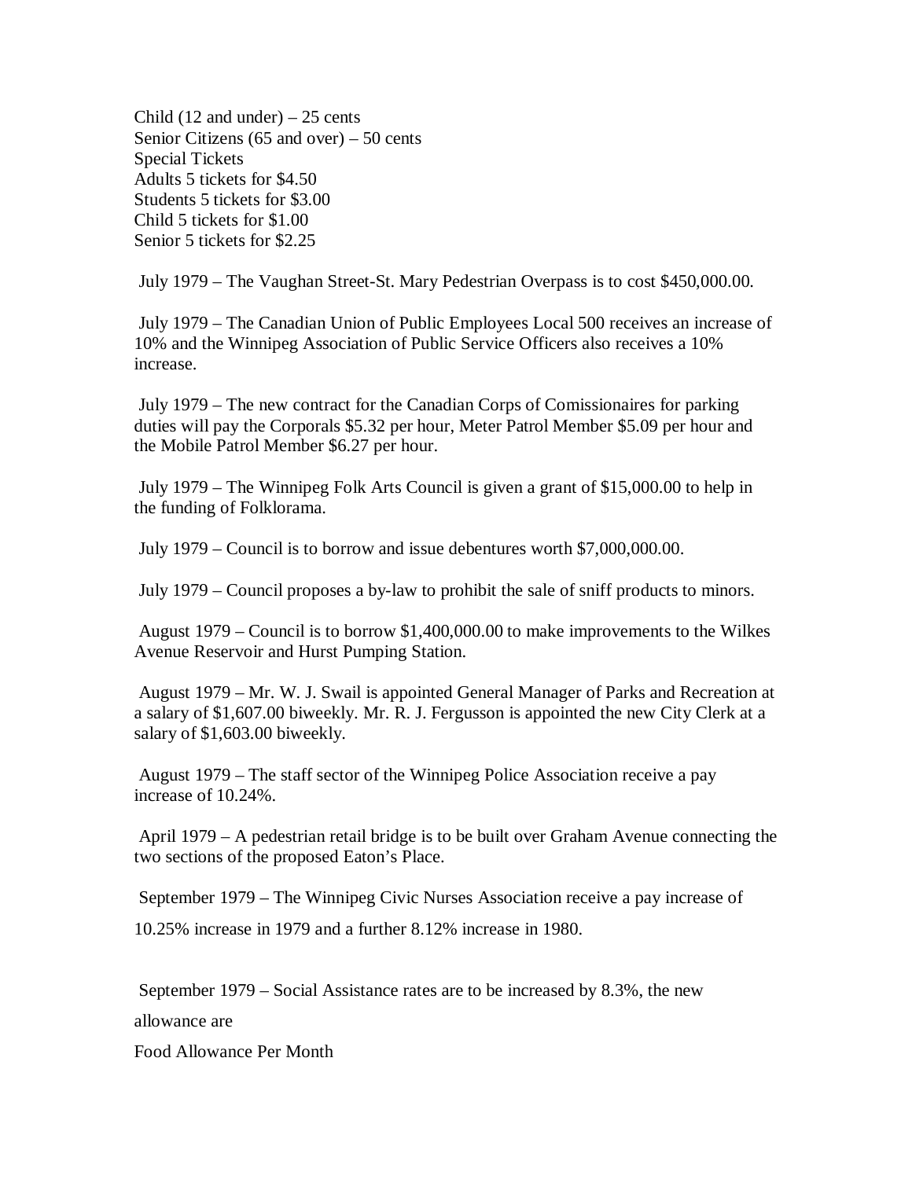Child (12 and under) – 25 cents
Senior Citizens (65 and over) – 50 cents
Special Tickets
Adults 5 tickets for $4.50
Students 5 tickets for $3.00
Child 5 tickets for $1.00
Senior 5 tickets for $2.25

July 1979 – The Vaughan Street-St. Mary Pedestrian Overpass is to cost $450,000.00.

July 1979 – The Canadian Union of Public Employees Local 500 receives an increase of 10% and the Winnipeg Association of Public Service Officers also receives a 10% increase.

July 1979 – The new contract for the Canadian Corps of Comissionaires for parking duties will pay the Corporals $5.32 per hour, Meter Patrol Member $5.09 per hour and the Mobile Patrol Member $6.27 per hour.

July 1979 – The Winnipeg Folk Arts Council is given a grant of $15,000.00 to help in the funding of Folklorama.

July 1979 – Council is to borrow and issue debentures worth $7,000,000.00.

July 1979 – Council proposes a by-law to prohibit the sale of sniff products to minors.

August 1979 – Council is to borrow $1,400,000.00 to make improvements to the Wilkes Avenue Reservoir and Hurst Pumping Station.

August 1979 – Mr. W. J. Swail is appointed General Manager of Parks and Recreation at a salary of $1,607.00 biweekly. Mr. R. J. Fergusson is appointed the new City Clerk at a salary of $1,603.00 biweekly.

August 1979 – The staff sector of the Winnipeg Police Association receive a pay increase of 10.24%.

April 1979 – A pedestrian retail bridge is to be built over Graham Avenue connecting the two sections of the proposed Eaton's Place.

September 1979 – The Winnipeg Civic Nurses Association receive a pay increase of 10.25% increase in 1979 and a further 8.12% increase in 1980.

September 1979 – Social Assistance rates are to be increased by 8.3%, the new allowance are

Food Allowance Per Month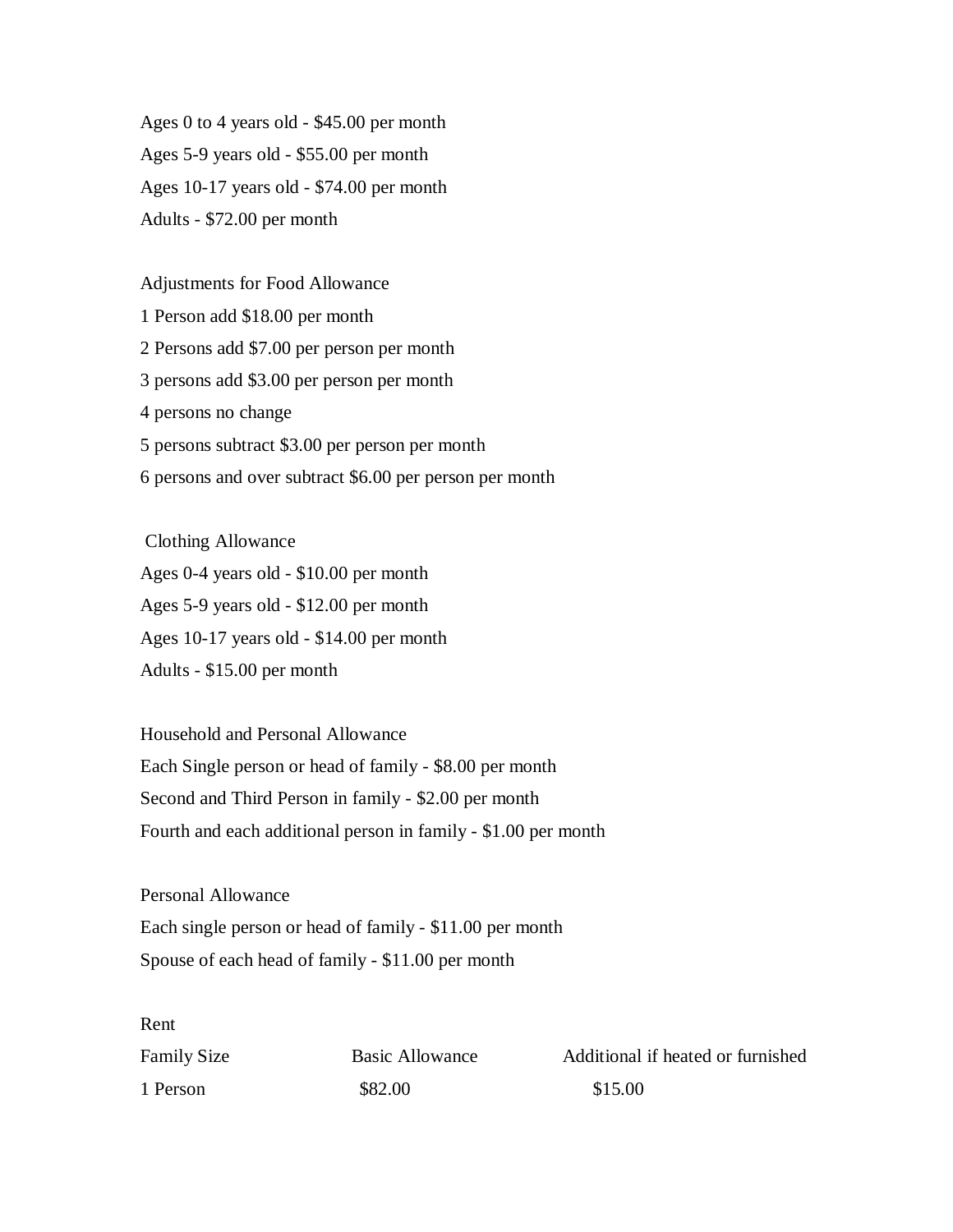Ages 0 to 4 years old - $45.00 per month

Ages 5-9 years old - $55.00 per month

Ages 10-17 years old - $74.00 per month

Adults - $72.00 per month

Adjustments for Food Allowance

1 Person add $18.00 per month

2 Persons add $7.00 per person per month

3 persons add $3.00 per person per month

4 persons no change

5 persons subtract $3.00 per person per month

6 persons and over subtract $6.00 per person per month

Clothing Allowance

Ages 0-4 years old - $10.00 per month

Ages 5-9 years old - $12.00 per month

Ages 10-17 years old - $14.00 per month

Adults - $15.00 per month

Household and Personal Allowance

Each Single person or head of family - $8.00 per month

Second and Third Person in family - $2.00 per month

Fourth and each additional person in family - $1.00 per month

Personal Allowance

Each single person or head of family - $11.00 per month

Spouse of each head of family - $11.00 per month

Rent

| Family Size | Basic Allowance | Additional if heated or furnished |
|---|---|---|
| 1 Person | $82.00 | $15.00 |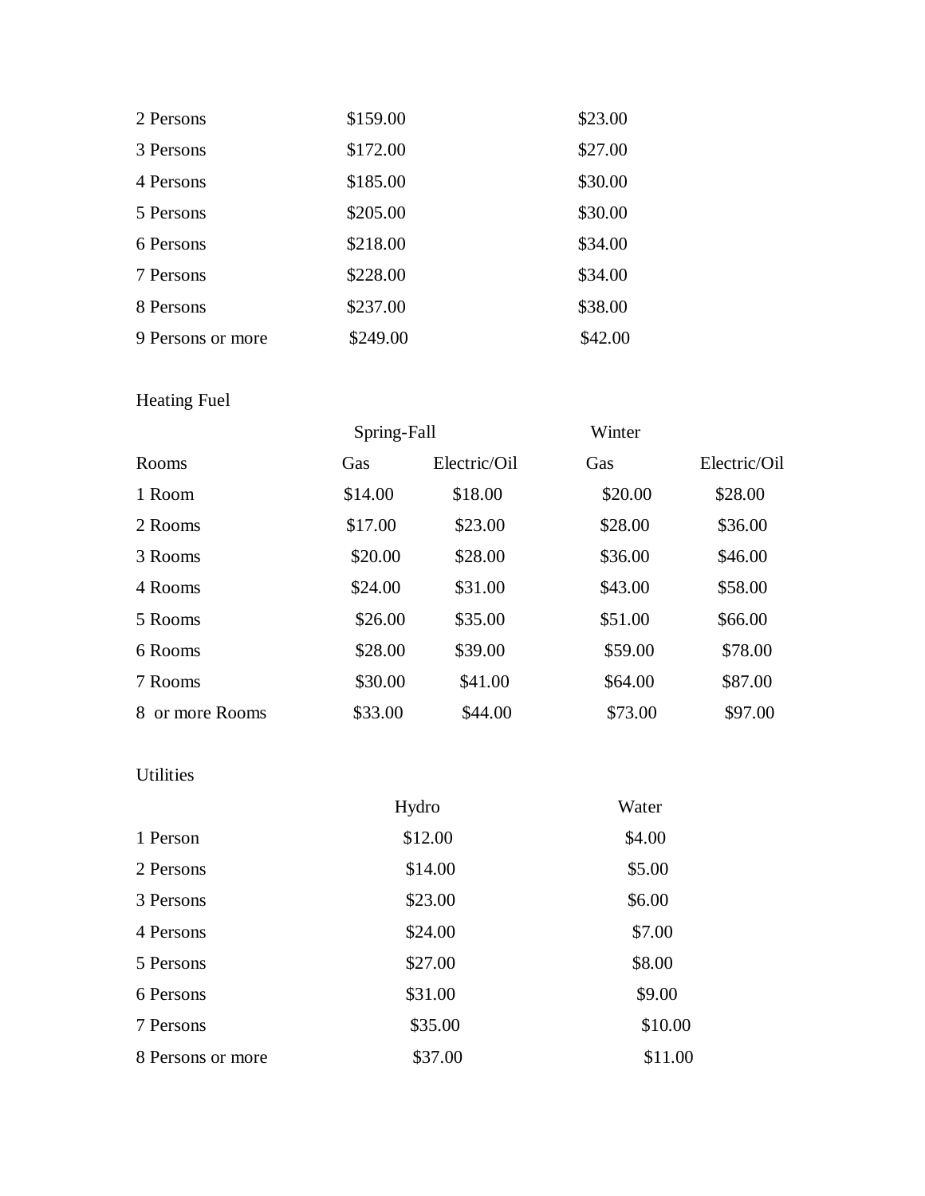| | | |
|---|---|---|
| 2 Persons | $159.00 | $23.00 |
| 3 Persons | $172.00 | $27.00 |
| 4 Persons | $185.00 | $30.00 |
| 5 Persons | $205.00 | $30.00 |
| 6 Persons | $218.00 | $34.00 |
| 7 Persons | $228.00 | $34.00 |
| 8 Persons | $237.00 | $38.00 |
| 9 Persons or more | $249.00 | $42.00 |

Heating Fuel

| | Spring-Fall | | Winter | |
|---|---|---|---|---|
| Rooms | Gas | Electric/Oil | Gas | Electric/Oil |
| 1 Room | $14.00 | $18.00 | $20.00 | $28.00 |
| 2 Rooms | $17.00 | $23.00 | $28.00 | $36.00 |
| 3 Rooms | $20.00 | $28.00 | $36.00 | $46.00 |
| 4 Rooms | $24.00 | $31.00 | $43.00 | $58.00 |
| 5 Rooms | $26.00 | $35.00 | $51.00 | $66.00 |
| 6 Rooms | $28.00 | $39.00 | $59.00 | $78.00 |
| 7 Rooms | $30.00 | $41.00 | $64.00 | $87.00 |
| 8 or more Rooms | $33.00 | $44.00 | $73.00 | $97.00 |

Utilities

| | Hydro | Water |
|---|---|---|
| 1 Person | $12.00 | $4.00 |
| 2 Persons | $14.00 | $5.00 |
| 3 Persons | $23.00 | $6.00 |
| 4 Persons | $24.00 | $7.00 |
| 5 Persons | $27.00 | $8.00 |
| 6 Persons | $31.00 | $9.00 |
| 7 Persons | $35.00 | $10.00 |
| 8 Persons or more | $37.00 | $11.00 |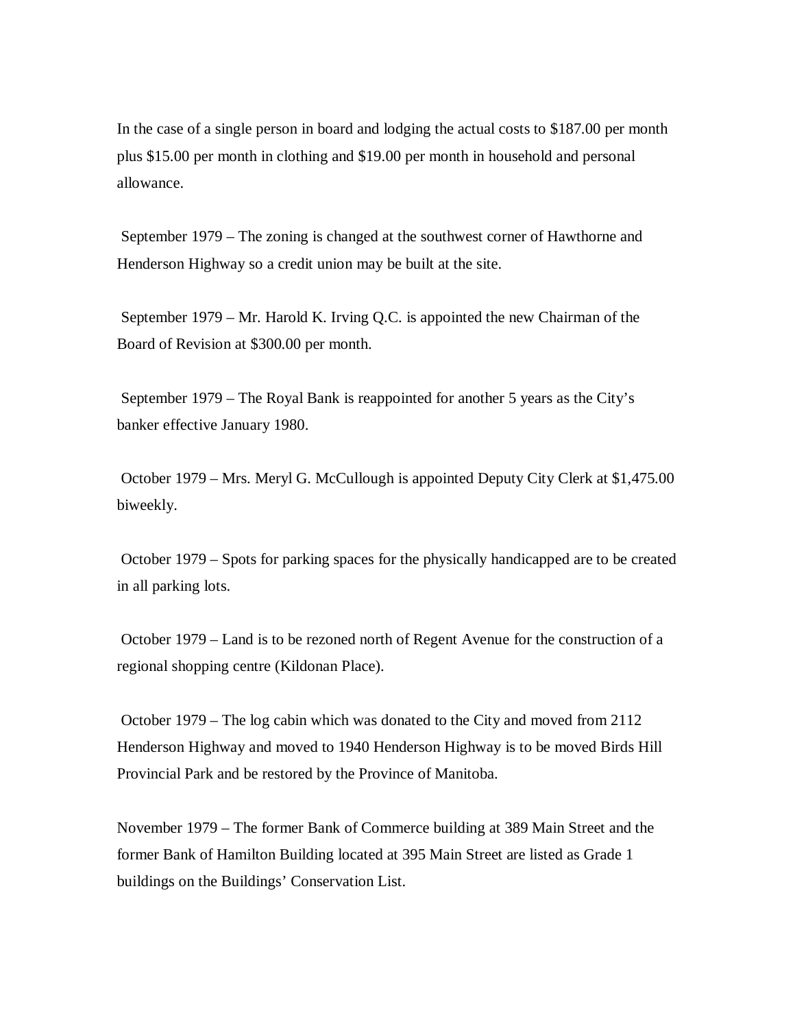In the case of a single person in board and lodging the actual costs to $187.00 per month plus $15.00 per month in clothing and $19.00 per month in household and personal allowance.

September 1979 – The zoning is changed at the southwest corner of Hawthorne and Henderson Highway so a credit union may be built at the site.

September 1979 – Mr. Harold K. Irving Q.C. is appointed the new Chairman of the Board of Revision at $300.00 per month.

September 1979 – The Royal Bank is reappointed for another 5 years as the City's banker effective January 1980.

October 1979 – Mrs. Meryl G. McCullough is appointed Deputy City Clerk at $1,475.00 biweekly.

October 1979 – Spots for parking spaces for the physically handicapped are to be created in all parking lots.

October 1979 – Land is to be rezoned north of Regent Avenue for the construction of a regional shopping centre (Kildonan Place).

October 1979 – The log cabin which was donated to the City and moved from 2112 Henderson Highway and moved to 1940 Henderson Highway is to be moved Birds Hill Provincial Park and be restored by the Province of Manitoba.

November 1979 – The former Bank of Commerce building at 389 Main Street and the former Bank of Hamilton Building located at 395 Main Street are listed as Grade 1 buildings on the Buildings' Conservation List.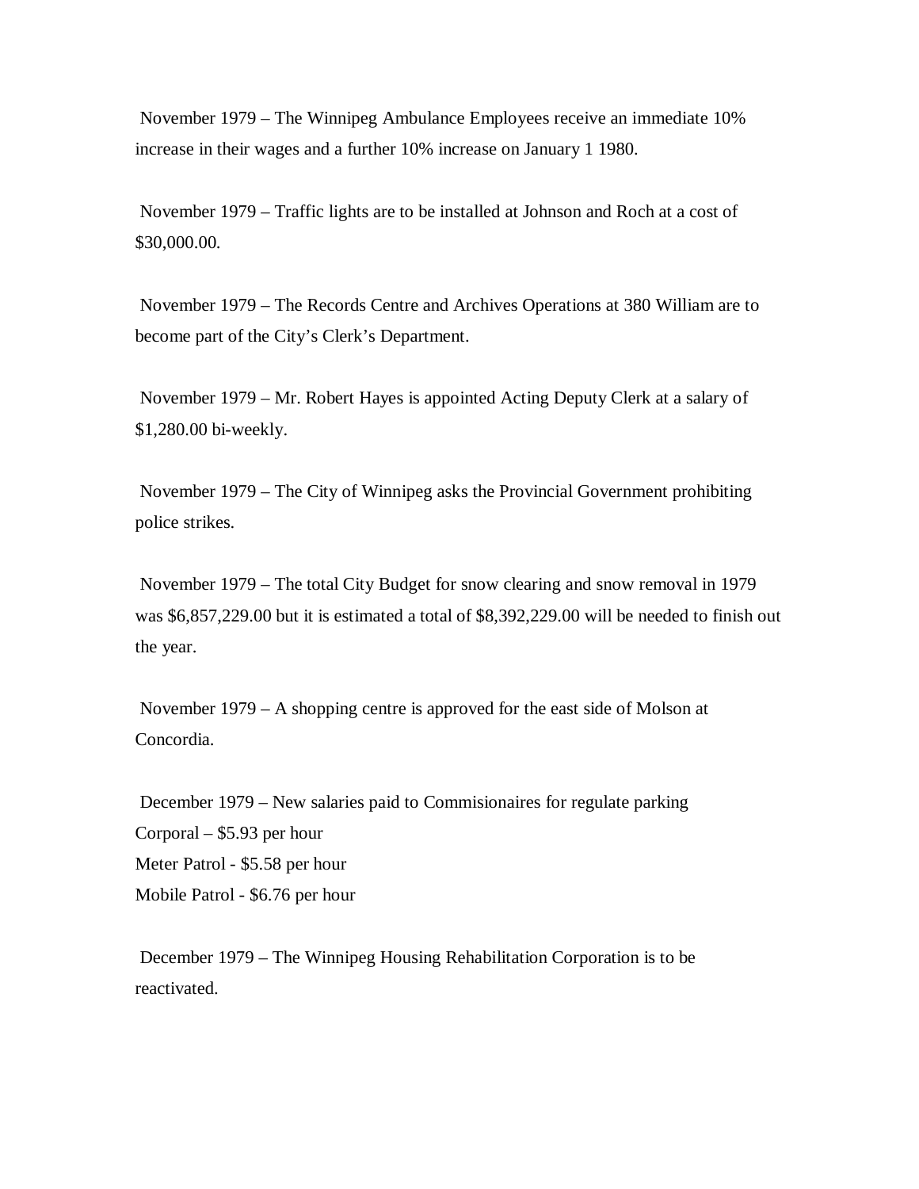November 1979 – The Winnipeg Ambulance Employees receive an immediate 10% increase in their wages and a further 10% increase on January 1 1980.

November 1979 – Traffic lights are to be installed at Johnson and Roch at a cost of $30,000.00.

November 1979 – The Records Centre and Archives Operations at 380 William are to become part of the City's Clerk's Department.

November 1979 – Mr. Robert Hayes is appointed Acting Deputy Clerk at a salary of $1,280.00 bi-weekly.

November 1979 – The City of Winnipeg asks the Provincial Government prohibiting police strikes.

November 1979 – The total City Budget for snow clearing and snow removal in 1979 was $6,857,229.00 but it is estimated a total of $8,392,229.00 will be needed to finish out the year.

November 1979 – A shopping centre is approved for the east side of Molson at Concordia.

December 1979 – New salaries paid to Commisionaires for regulate parking
Corporal – $5.93 per hour
Meter Patrol - $5.58 per hour
Mobile Patrol - $6.76 per hour

December 1979 – The Winnipeg Housing Rehabilitation Corporation is to be reactivated.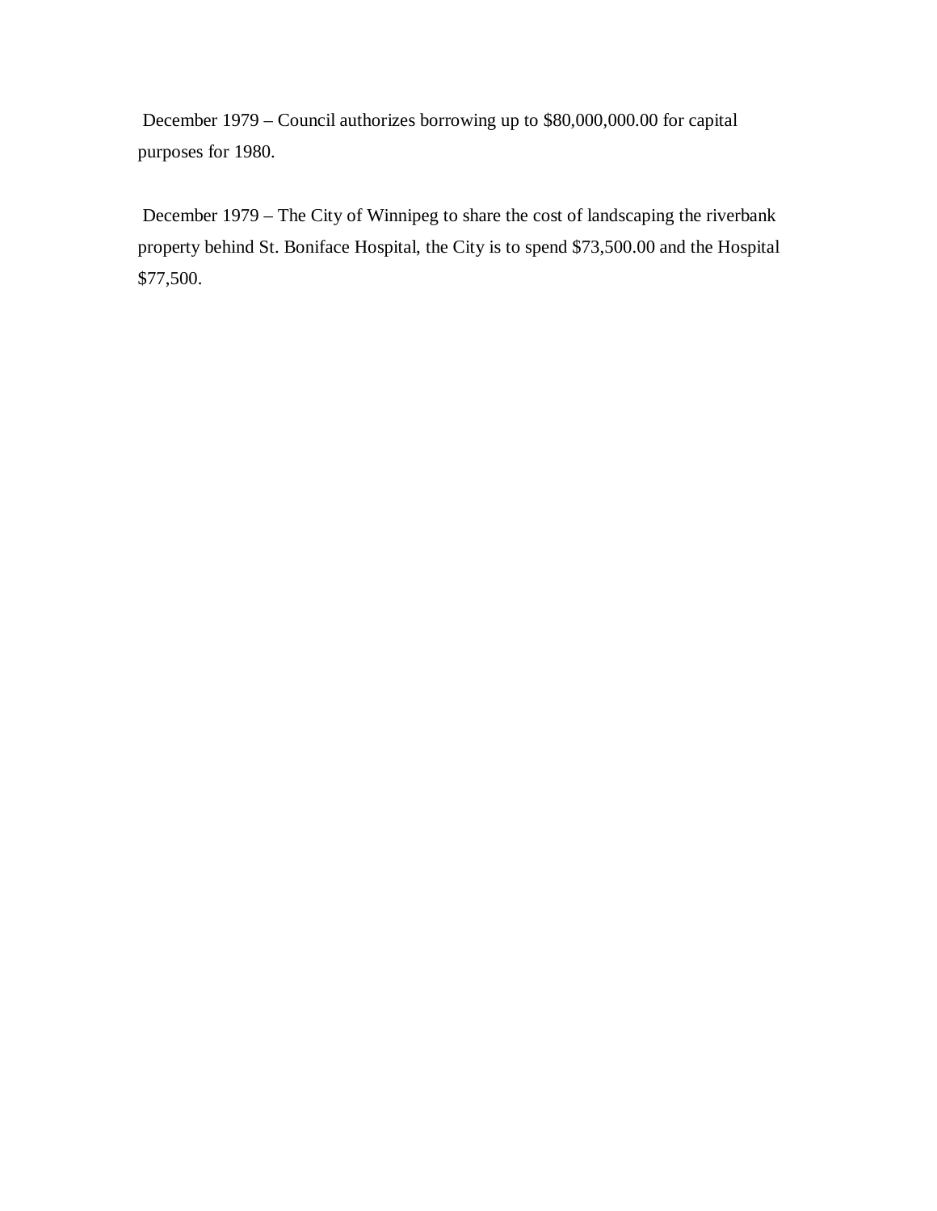December 1979 – Council authorizes borrowing up to $80,000,000.00 for capital purposes for 1980.

December 1979 – The City of Winnipeg to share the cost of landscaping the riverbank property behind St. Boniface Hospital, the City is to spend $73,500.00 and the Hospital $77,500.